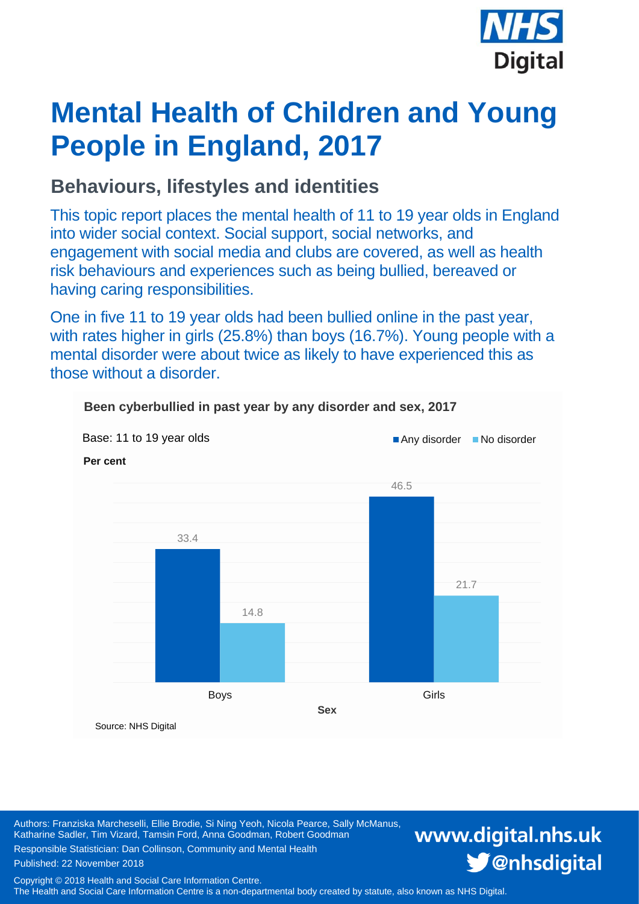NHS Digital

# Mental Health of Children and Young People in England, 2017

## Behaviours, lifestyles and identities

This topic report places the mental health of 11 to 19 year olds in England into wider social context. Social support, social networks, and engagement with social media and clubs are covered, as well as health risk behaviours and experiences such as being bullied, bereaved or having caring responsibilities.

One in five 11 to 19 year olds had been bullied online in the past year, with rates higher in girls (25.8%) than boys (16.7%). Young people with a mental disorder were about twice as likely to have experienced this as those without a disorder.

**Been cyberbullied in past year by any disorder and sex, 2017**

Base: 11 to 19 year olds

Per cent

| Sex | Any disorder | No disorder |
|---|---|---|
| Boys | 33.4 | 14.8 |
| Girls | 46.5 | 21.7 |

Source: NHS Digital

Authors: Franziska Marcheselli, Ellie Brodie, Si Ning Yeoh, Nicola Pearce, Sally McManus, Katharine Sadler, Tim Vizard, Tamsin Ford, Anna Goodman, Robert Goodman

Responsible Statistician: Dan Collinson, Community and Mental Health

Published: 22 November 2018

www.digital.nhs.uk

@nhsdigital

Copyright © 2018 Health and Social Care Information Centre.
The Health and Social Care Information Centre is a non-departmental body created by statute, also known as NHS Digital.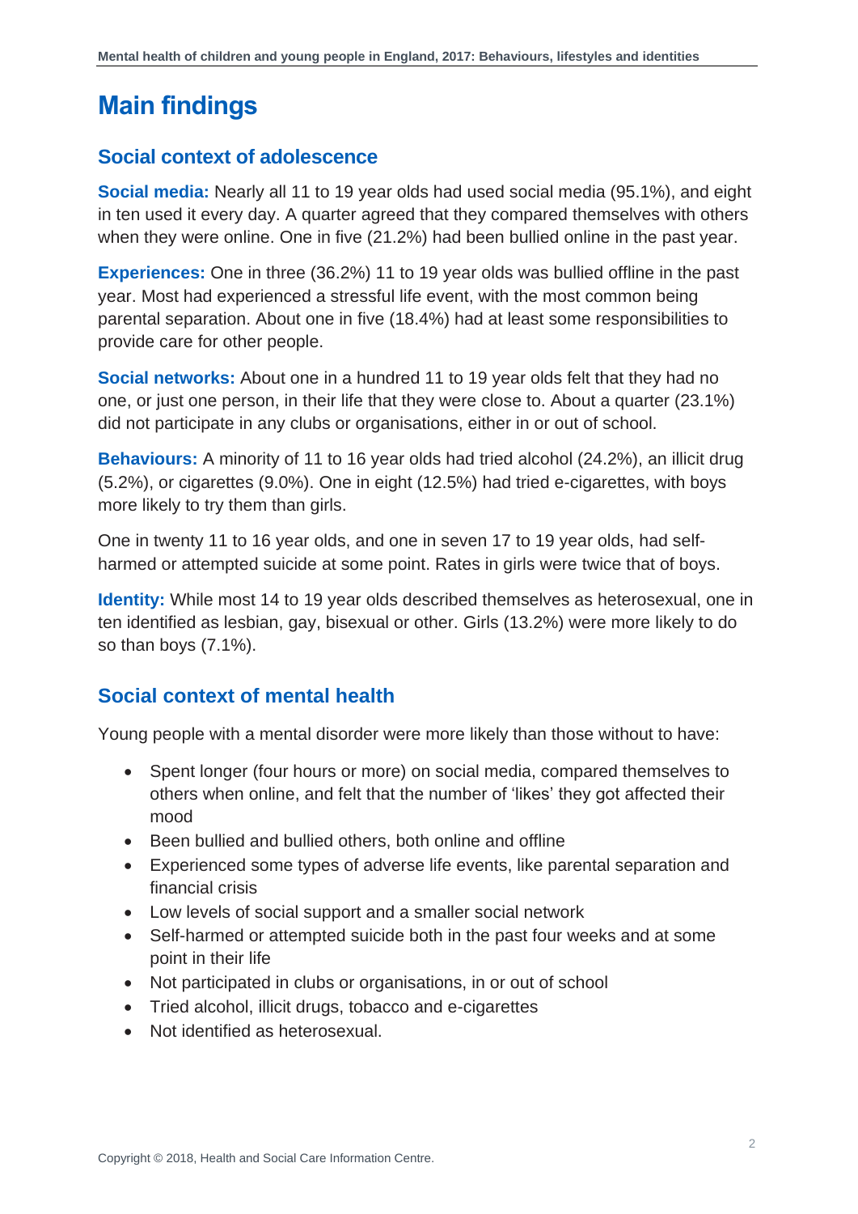# Main findings

## Social context of adolescence

**Social media:** Nearly all 11 to 19 year olds had used social media (95.1%), and eight in ten used it every day. A quarter agreed that they compared themselves with others when they were online. One in five (21.2%) had been bullied online in the past year.

**Experiences:** One in three (36.2%) 11 to 19 year olds was bullied offline in the past year. Most had experienced a stressful life event, with the most common being parental separation. About one in five (18.4%) had at least some responsibilities to provide care for other people.

**Social networks:** About one in a hundred 11 to 19 year olds felt that they had no one, or just one person, in their life that they were close to. About a quarter (23.1%) did not participate in any clubs or organisations, either in or out of school.

**Behaviours:** A minority of 11 to 16 year olds had tried alcohol (24.2%), an illicit drug (5.2%), or cigarettes (9.0%). One in eight (12.5%) had tried e-cigarettes, with boys more likely to try them than girls.

One in twenty 11 to 16 year olds, and one in seven 17 to 19 year olds, had self-harmed or attempted suicide at some point. Rates in girls were twice that of boys.

**Identity:** While most 14 to 19 year olds described themselves as heterosexual, one in ten identified as lesbian, gay, bisexual or other. Girls (13.2%) were more likely to do so than boys (7.1%).

## Social context of mental health

Young people with a mental disorder were more likely than those without to have:

- Spent longer (four hours or more) on social media, compared themselves to others when online, and felt that the number of 'likes' they got affected their mood
- Been bullied and bullied others, both online and offline
- Experienced some types of adverse life events, like parental separation and financial crisis
- Low levels of social support and a smaller social network
- Self-harmed or attempted suicide both in the past four weeks and at some point in their life
- Not participated in clubs or organisations, in or out of school
- Tried alcohol, illicit drugs, tobacco and e-cigarettes
- Not identified as heterosexual.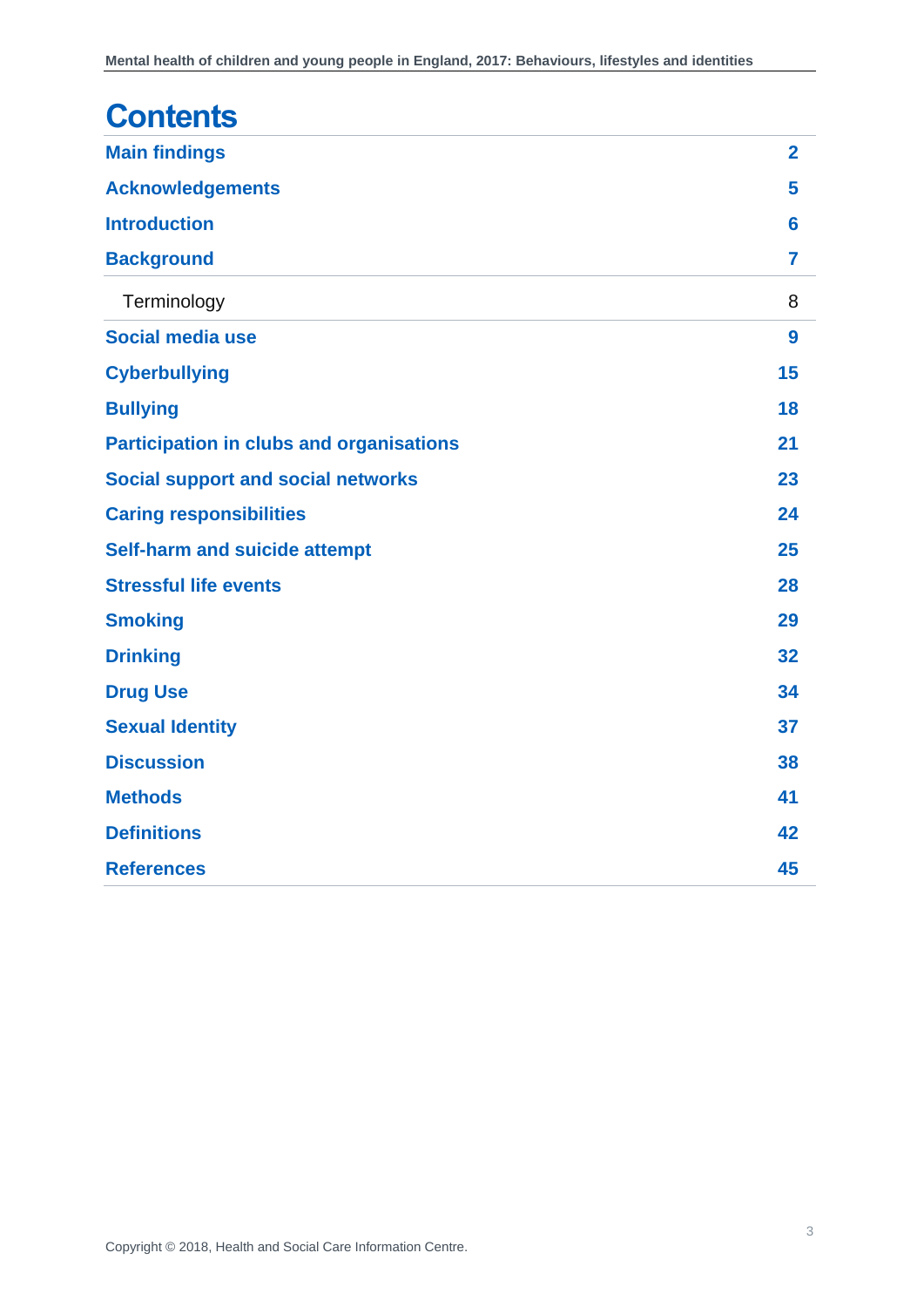# Contents

| | |
|---|---|
| **Main findings** | **2** |
| **Acknowledgements** | **5** |
| **Introduction** | **6** |
| **Background** | **7** |
| Terminology | 8 |
| **Social media use** | **9** |
| **Cyberbullying** | **15** |
| **Bullying** | **18** |
| **Participation in clubs and organisations** | **21** |
| **Social support and social networks** | **23** |
| **Caring responsibilities** | **24** |
| **Self-harm and suicide attempt** | **25** |
| **Stressful life events** | **28** |
| **Smoking** | **29** |
| **Drinking** | **32** |
| **Drug Use** | **34** |
| **Sexual Identity** | **37** |
| **Discussion** | **38** |
| **Methods** | **41** |
| **Definitions** | **42** |
| **References** | **45** |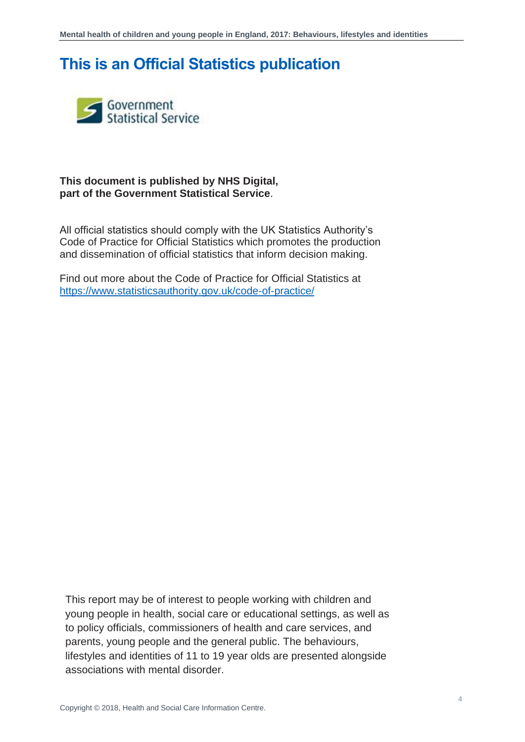# This is an Official Statistics publication

Government Statistical Service

**This document is published by NHS Digital, part of the Government Statistical Service**.

All official statistics should comply with the UK Statistics Authority's Code of Practice for Official Statistics which promotes the production and dissemination of official statistics that inform decision making.

Find out more about the Code of Practice for Official Statistics at https://www.statisticsauthority.gov.uk/code-of-practice/

This report may be of interest to people working with children and young people in health, social care or educational settings, as well as to policy officials, commissioners of health and care services, and parents, young people and the general public. The behaviours, lifestyles and identities of 11 to 19 year olds are presented alongside associations with mental disorder.

Copyright © 2018, Health and Social Care Information Centre.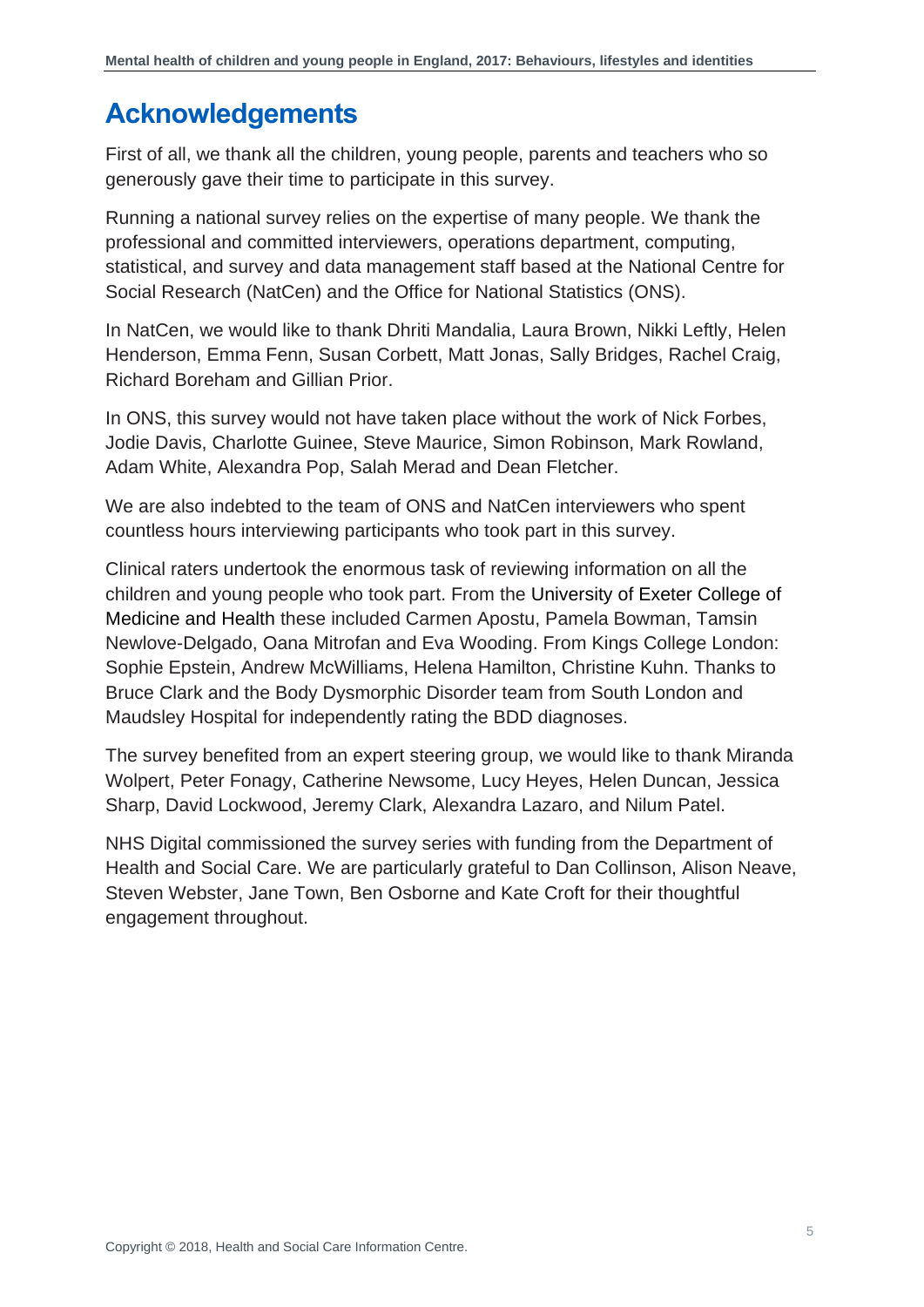# Acknowledgements

First of all, we thank all the children, young people, parents and teachers who so generously gave their time to participate in this survey.

Running a national survey relies on the expertise of many people. We thank the professional and committed interviewers, operations department, computing, statistical, and survey and data management staff based at the National Centre for Social Research (NatCen) and the Office for National Statistics (ONS).

In NatCen, we would like to thank Dhriti Mandalia, Laura Brown, Nikki Leftly, Helen Henderson, Emma Fenn, Susan Corbett, Matt Jonas, Sally Bridges, Rachel Craig, Richard Boreham and Gillian Prior.

In ONS, this survey would not have taken place without the work of Nick Forbes, Jodie Davis, Charlotte Guinee, Steve Maurice, Simon Robinson, Mark Rowland, Adam White, Alexandra Pop, Salah Merad and Dean Fletcher.

We are also indebted to the team of ONS and NatCen interviewers who spent countless hours interviewing participants who took part in this survey.

Clinical raters undertook the enormous task of reviewing information on all the children and young people who took part. From the University of Exeter College of Medicine and Health these included Carmen Apostu, Pamela Bowman, Tamsin Newlove-Delgado, Oana Mitrofan and Eva Wooding. From Kings College London: Sophie Epstein, Andrew McWilliams, Helena Hamilton, Christine Kuhn. Thanks to Bruce Clark and the Body Dysmorphic Disorder team from South London and Maudsley Hospital for independently rating the BDD diagnoses.

The survey benefited from an expert steering group, we would like to thank Miranda Wolpert, Peter Fonagy, Catherine Newsome, Lucy Heyes, Helen Duncan, Jessica Sharp, David Lockwood, Jeremy Clark, Alexandra Lazaro, and Nilum Patel.

NHS Digital commissioned the survey series with funding from the Department of Health and Social Care. We are particularly grateful to Dan Collinson, Alison Neave, Steven Webster, Jane Town, Ben Osborne and Kate Croft for their thoughtful engagement throughout.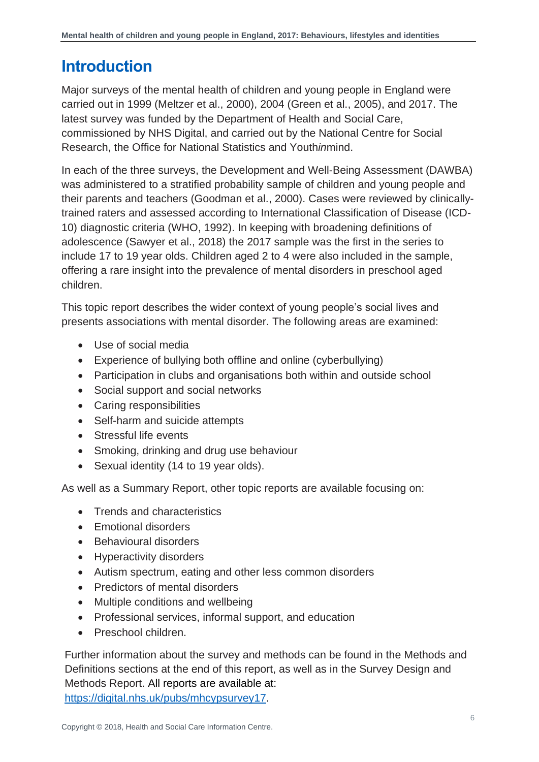# Introduction

Major surveys of the mental health of children and young people in England were carried out in 1999 (Meltzer et al., 2000), 2004 (Green et al., 2005), and 2017. The latest survey was funded by the Department of Health and Social Care, commissioned by NHS Digital, and carried out by the National Centre for Social Research, the Office for National Statistics and Youth*in*mind.

In each of the three surveys, the Development and Well-Being Assessment (DAWBA) was administered to a stratified probability sample of children and young people and their parents and teachers (Goodman et al., 2000). Cases were reviewed by clinically-trained raters and assessed according to International Classification of Disease (ICD-10) diagnostic criteria (WHO, 1992). In keeping with broadening definitions of adolescence (Sawyer et al., 2018) the 2017 sample was the first in the series to include 17 to 19 year olds. Children aged 2 to 4 were also included in the sample, offering a rare insight into the prevalence of mental disorders in preschool aged children.

This topic report describes the wider context of young people's social lives and presents associations with mental disorder. The following areas are examined:

- Use of social media
- Experience of bullying both offline and online (cyberbullying)
- Participation in clubs and organisations both within and outside school
- Social support and social networks
- Caring responsibilities
- Self-harm and suicide attempts
- Stressful life events
- Smoking, drinking and drug use behaviour
- Sexual identity (14 to 19 year olds).

As well as a Summary Report, other topic reports are available focusing on:

- Trends and characteristics
- Emotional disorders
- Behavioural disorders
- Hyperactivity disorders
- Autism spectrum, eating and other less common disorders
- Predictors of mental disorders
- Multiple conditions and wellbeing
- Professional services, informal support, and education
- Preschool children.

Further information about the survey and methods can be found in the Methods and Definitions sections at the end of this report, as well as in the Survey Design and Methods Report. All reports are available at: [https://digital.nhs.uk/pubs/mhcypsurvey17](https://digital.nhs.uk/pubs/mhcypsurvey17).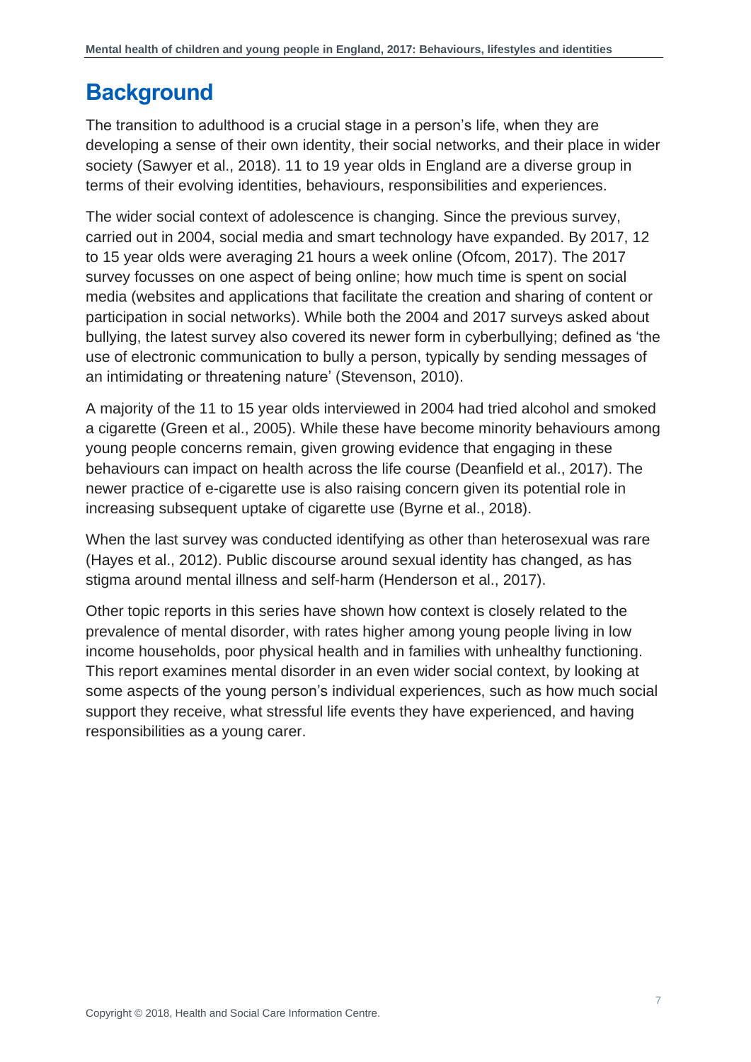# Background

The transition to adulthood is a crucial stage in a person's life, when they are developing a sense of their own identity, their social networks, and their place in wider society (Sawyer et al., 2018). 11 to 19 year olds in England are a diverse group in terms of their evolving identities, behaviours, responsibilities and experiences.

The wider social context of adolescence is changing. Since the previous survey, carried out in 2004, social media and smart technology have expanded. By 2017, 12 to 15 year olds were averaging 21 hours a week online (Ofcom, 2017). The 2017 survey focusses on one aspect of being online; how much time is spent on social media (websites and applications that facilitate the creation and sharing of content or participation in social networks). While both the 2004 and 2017 surveys asked about bullying, the latest survey also covered its newer form in cyberbullying; defined as 'the use of electronic communication to bully a person, typically by sending messages of an intimidating or threatening nature' (Stevenson, 2010).

A majority of the 11 to 15 year olds interviewed in 2004 had tried alcohol and smoked a cigarette (Green et al., 2005). While these have become minority behaviours among young people concerns remain, given growing evidence that engaging in these behaviours can impact on health across the life course (Deanfield et al., 2017). The newer practice of e-cigarette use is also raising concern given its potential role in increasing subsequent uptake of cigarette use (Byrne et al., 2018).

When the last survey was conducted identifying as other than heterosexual was rare (Hayes et al., 2012). Public discourse around sexual identity has changed, as has stigma around mental illness and self-harm (Henderson et al., 2017).

Other topic reports in this series have shown how context is closely related to the prevalence of mental disorder, with rates higher among young people living in low income households, poor physical health and in families with unhealthy functioning. This report examines mental disorder in an even wider social context, by looking at some aspects of the young person's individual experiences, such as how much social support they receive, what stressful life events they have experienced, and having responsibilities as a young carer.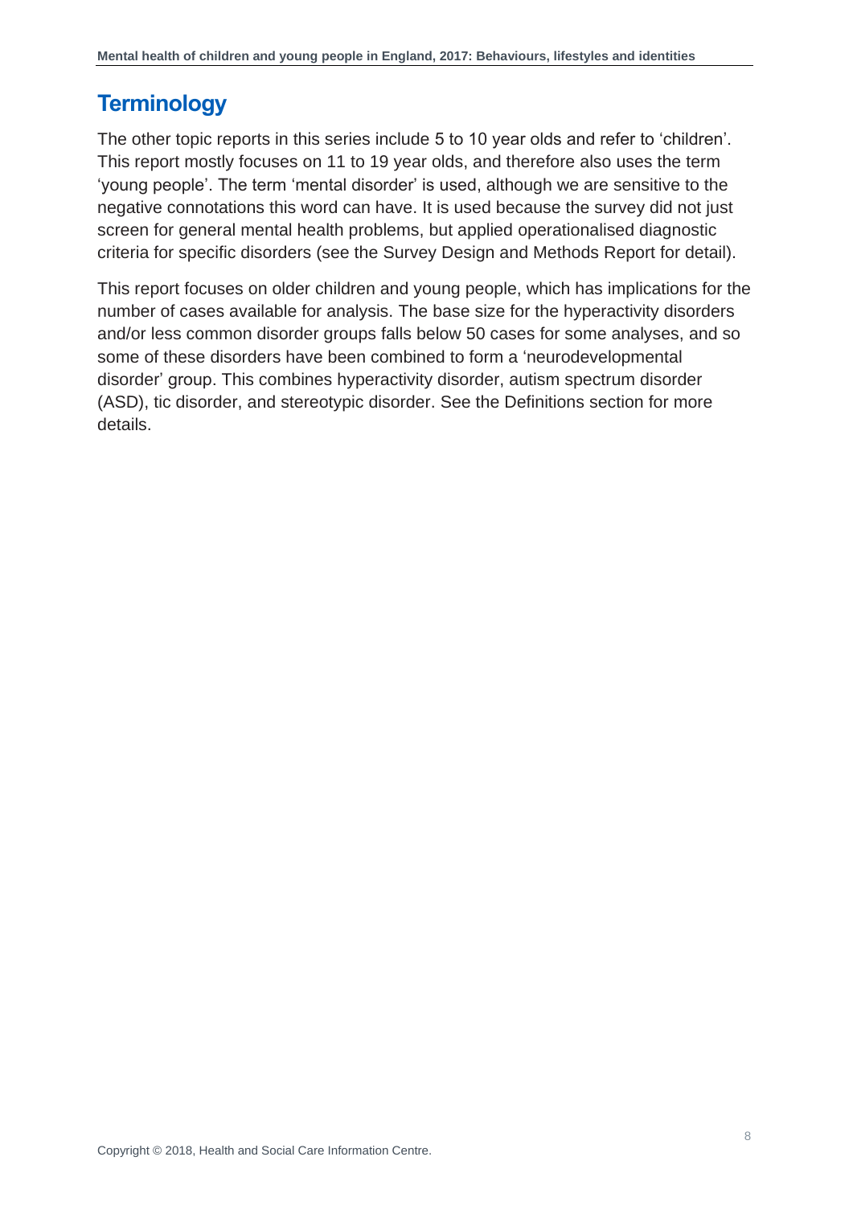## Terminology

The other topic reports in this series include 5 to 10 year olds and refer to 'children'. This report mostly focuses on 11 to 19 year olds, and therefore also uses the term 'young people'. The term 'mental disorder' is used, although we are sensitive to the negative connotations this word can have. It is used because the survey did not just screen for general mental health problems, but applied operationalised diagnostic criteria for specific disorders (see the Survey Design and Methods Report for detail).

This report focuses on older children and young people, which has implications for the number of cases available for analysis. The base size for the hyperactivity disorders and/or less common disorder groups falls below 50 cases for some analyses, and so some of these disorders have been combined to form a 'neurodevelopmental disorder' group. This combines hyperactivity disorder, autism spectrum disorder (ASD), tic disorder, and stereotypic disorder. See the Definitions section for more details.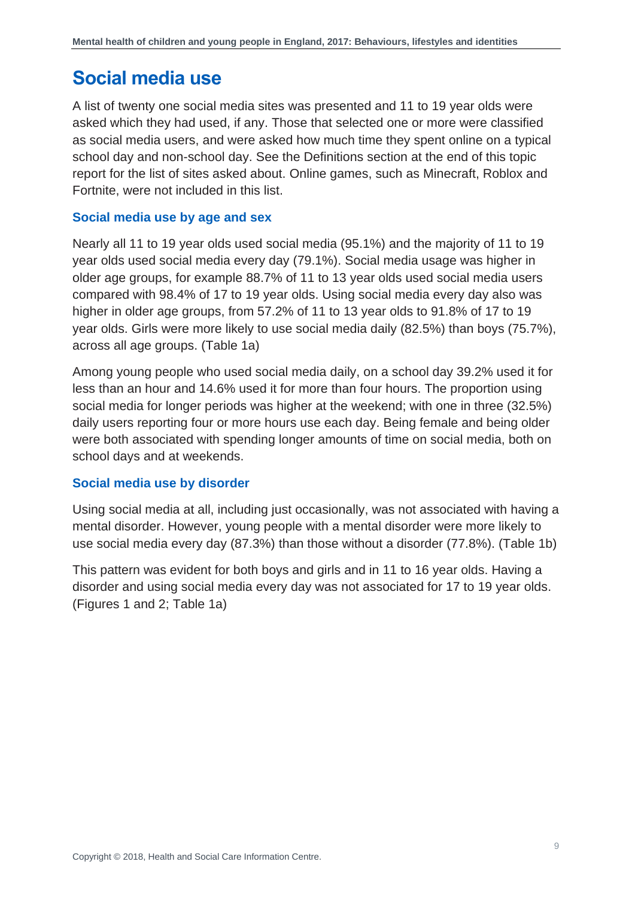# Social media use

A list of twenty one social media sites was presented and 11 to 19 year olds were asked which they had used, if any. Those that selected one or more were classified as social media users, and were asked how much time they spent online on a typical school day and non-school day. See the Definitions section at the end of this topic report for the list of sites asked about. Online games, such as Minecraft, Roblox and Fortnite, were not included in this list.

### Social media use by age and sex

Nearly all 11 to 19 year olds used social media (95.1%) and the majority of 11 to 19 year olds used social media every day (79.1%). Social media usage was higher in older age groups, for example 88.7% of 11 to 13 year olds used social media users compared with 98.4% of 17 to 19 year olds. Using social media every day also was higher in older age groups, from 57.2% of 11 to 13 year olds to 91.8% of 17 to 19 year olds. Girls were more likely to use social media daily (82.5%) than boys (75.7%), across all age groups. (Table 1a)

Among young people who used social media daily, on a school day 39.2% used it for less than an hour and 14.6% used it for more than four hours. The proportion using social media for longer periods was higher at the weekend; with one in three (32.5%) daily users reporting four or more hours use each day. Being female and being older were both associated with spending longer amounts of time on social media, both on school days and at weekends.

### Social media use by disorder

Using social media at all, including just occasionally, was not associated with having a mental disorder. However, young people with a mental disorder were more likely to use social media every day (87.3%) than those without a disorder (77.8%). (Table 1b)

This pattern was evident for both boys and girls and in 11 to 16 year olds. Having a disorder and using social media every day was not associated for 17 to 19 year olds. (Figures 1 and 2; Table 1a)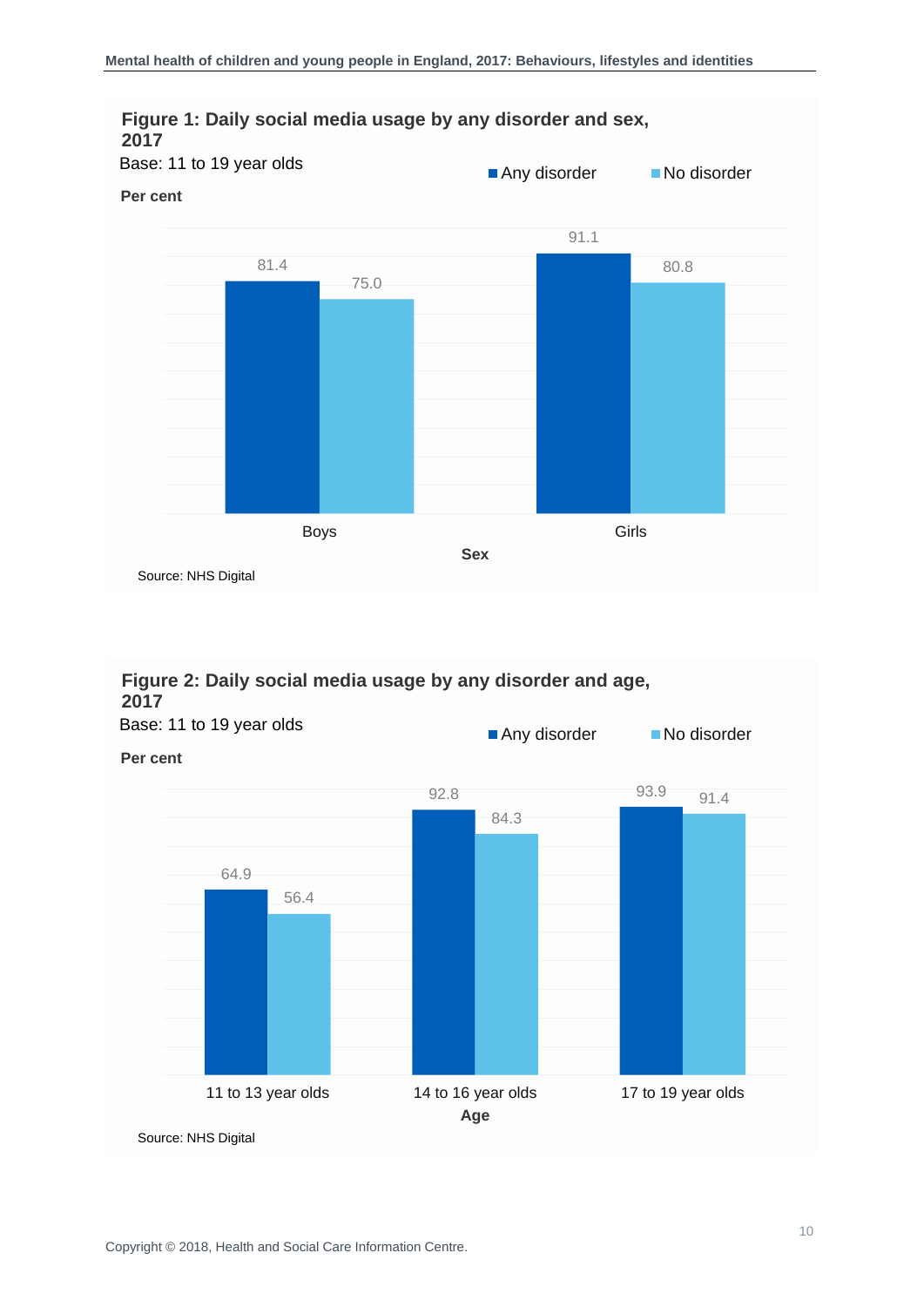**Figure 1: Daily social media usage by any disorder and sex, 2017**

Base: 11 to 19 year olds

Per cent

| Sex | Any disorder | No disorder |
|---|---|---|
| Boys | 81.4 | 75.0 |
| Girls | 91.1 | 80.8 |

Source: NHS Digital

**Figure 2: Daily social media usage by any disorder and age, 2017**

Base: 11 to 19 year olds

Per cent

| Age | Any disorder | No disorder |
|---|---|---|
| 11 to 13 year olds | 64.9 | 56.4 |
| 14 to 16 year olds | 92.8 | 84.3 |
| 17 to 19 year olds | 93.9 | 91.4 |

Source: NHS Digital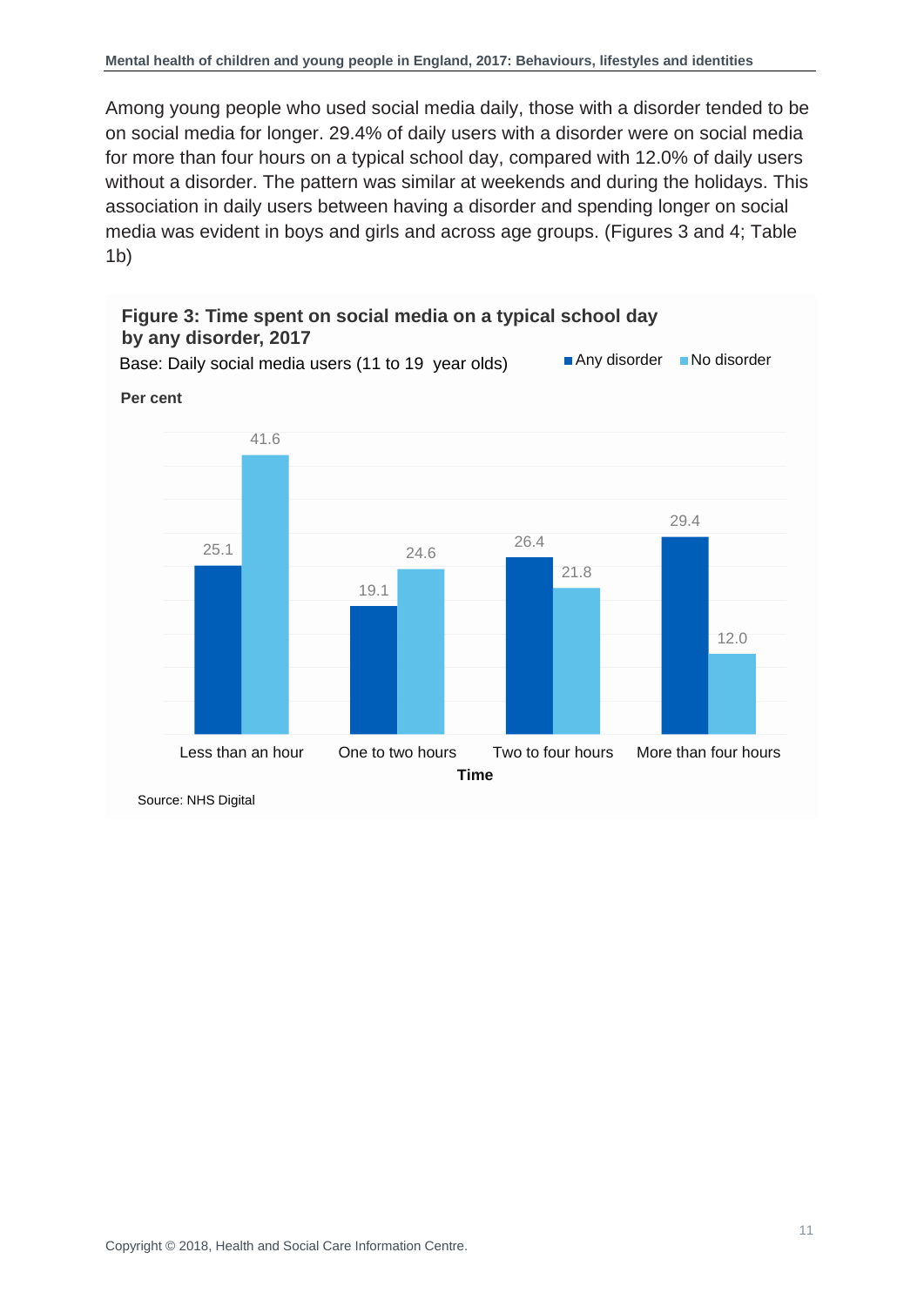Among young people who used social media daily, those with a disorder tended to be on social media for longer. 29.4% of daily users with a disorder were on social media for more than four hours on a typical school day, compared with 12.0% of daily users without a disorder. The pattern was similar at weekends and during the holidays. This association in daily users between having a disorder and spending longer on social media was evident in boys and girls and across age groups. (Figures 3 and 4; Table 1b)

**Figure 3: Time spent on social media on a typical school day by any disorder, 2017**

Base: Daily social media users (11 to 19 year olds)

Per cent

| Time | Any disorder | No disorder |
|---|---|---|
| Less than an hour | 25.1 | 41.6 |
| One to two hours | 19.1 | 24.6 |
| Two to four hours | 26.4 | 21.8 |
| More than four hours | 29.4 | 12.0 |

Source: NHS Digital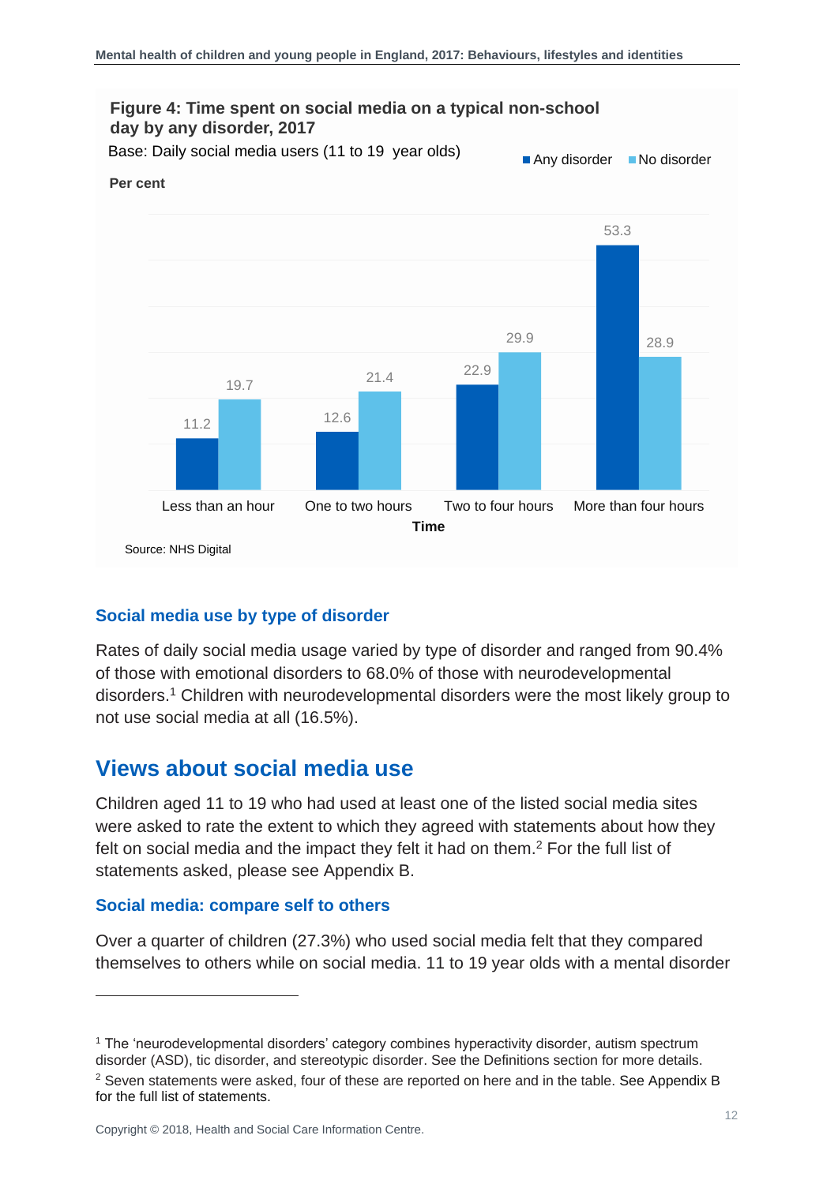**Figure 4: Time spent on social media on a typical non-school day by any disorder, 2017**

Base: Daily social media users (11 to 19 year olds)

Per cent

| Time | Any disorder | No disorder |
|---|---|---|
| Less than an hour | 11.2 | 19.7 |
| One to two hours | 12.6 | 21.4 |
| Two to four hours | 22.9 | 29.9 |
| More than four hours | 53.3 | 28.9 |

Source: NHS Digital

### Social media use by type of disorder

Rates of daily social media usage varied by type of disorder and ranged from 90.4% of those with emotional disorders to 68.0% of those with neurodevelopmental disorders.[1] Children with neurodevelopmental disorders were the most likely group to not use social media at all (16.5%).

## Views about social media use

Children aged 11 to 19 who had used at least one of the listed social media sites were asked to rate the extent to which they agreed with statements about how they felt on social media and the impact they felt it had on them.[2] For the full list of statements asked, please see Appendix B.

### Social media: compare self to others

Over a quarter of children (27.3%) who used social media felt that they compared themselves to others while on social media. 11 to 19 year olds with a mental disorder

---

[1] The 'neurodevelopmental disorders' category combines hyperactivity disorder, autism spectrum disorder (ASD), tic disorder, and stereotypic disorder. See the Definitions section for more details.

[2] Seven statements were asked, four of these are reported on here and in the table. See Appendix B for the full list of statements.

Copyright © 2018, Health and Social Care Information Centre.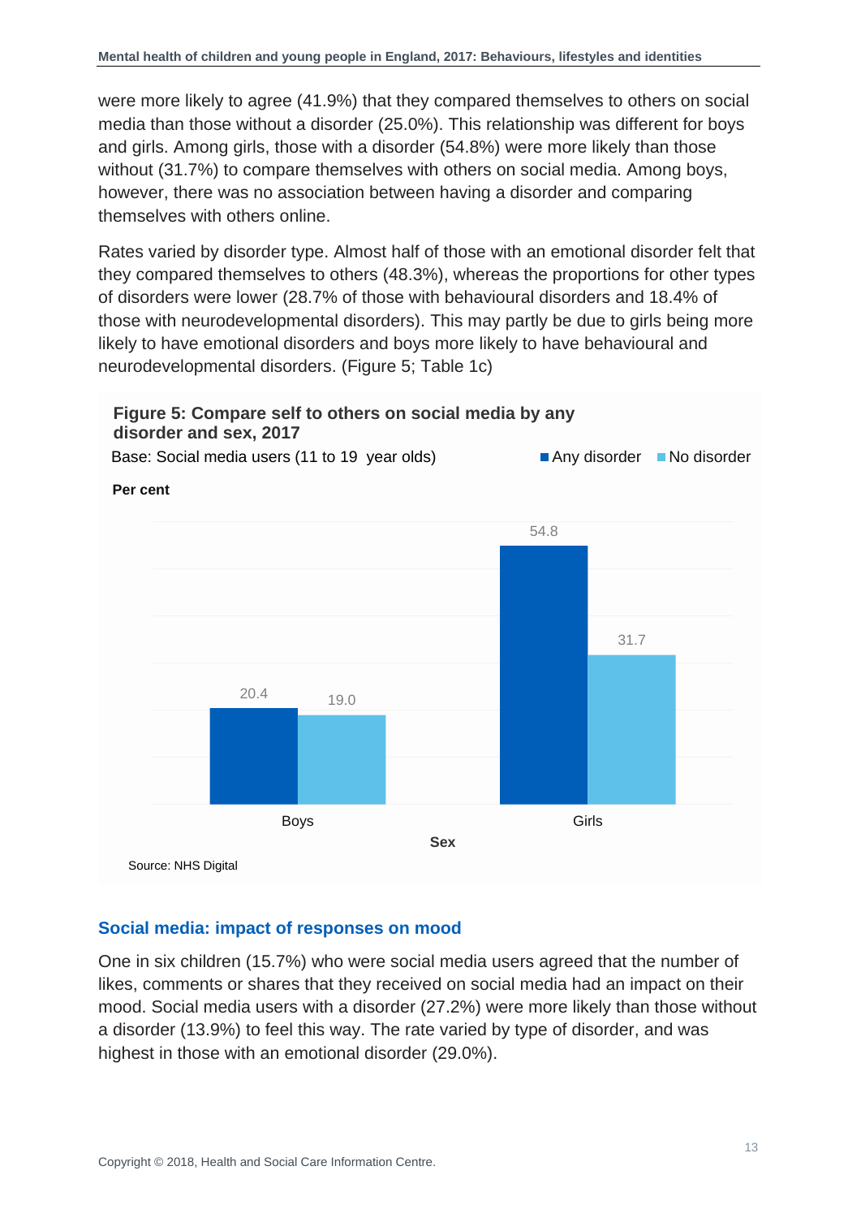were more likely to agree (41.9%) that they compared themselves to others on social media than those without a disorder (25.0%). This relationship was different for boys and girls. Among girls, those with a disorder (54.8%) were more likely than those without (31.7%) to compare themselves with others on social media. Among boys, however, there was no association between having a disorder and comparing themselves with others online.

Rates varied by disorder type. Almost half of those with an emotional disorder felt that they compared themselves to others (48.3%), whereas the proportions for other types of disorders were lower (28.7% of those with behavioural disorders and 18.4% of those with neurodevelopmental disorders). This may partly be due to girls being more likely to have emotional disorders and boys more likely to have behavioural and neurodevelopmental disorders. (Figure 5; Table 1c)

**Figure 5: Compare self to others on social media by any disorder and sex, 2017**

Base: Social media users (11 to 19 year olds)

Per cent

| Sex | Any disorder | No disorder |
|---|---|---|
| Boys | 20.4 | 19.0 |
| Girls | 54.8 | 31.7 |

Source: NHS Digital

## Social media: impact of responses on mood

One in six children (15.7%) who were social media users agreed that the number of likes, comments or shares that they received on social media had an impact on their mood. Social media users with a disorder (27.2%) were more likely than those without a disorder (13.9%) to feel this way. The rate varied by type of disorder, and was highest in those with an emotional disorder (29.0%).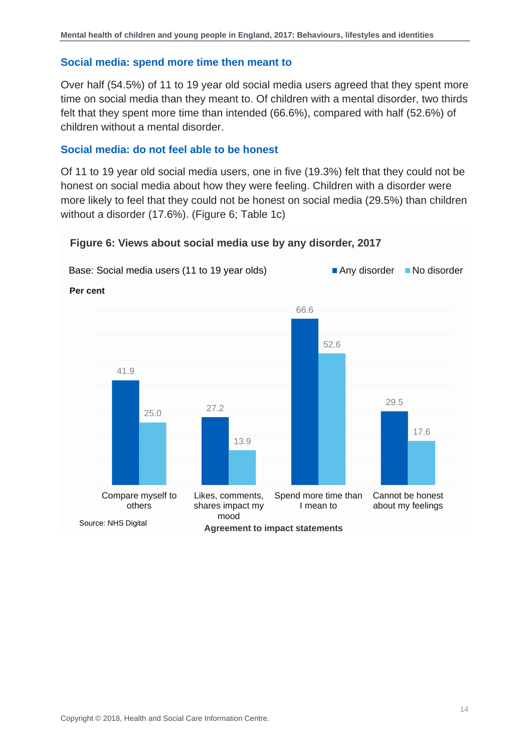### Social media: spend more time then meant to

Over half (54.5%) of 11 to 19 year old social media users agreed that they spent more time on social media than they meant to. Of children with a mental disorder, two thirds felt that they spent more time than intended (66.6%), compared with half (52.6%) of children without a mental disorder.

### Social media: do not feel able to be honest

Of 11 to 19 year old social media users, one in five (19.3%) felt that they could not be honest on social media about how they were feeling. Children with a disorder were more likely to feel that they could not be honest on social media (29.5%) than children without a disorder (17.6%). (Figure 6; Table 1c)

**Figure 6: Views about social media use by any disorder, 2017**

Base: Social media users (11 to 19 year olds)

Per cent

| Agreement to impact statements | Any disorder | No disorder |
|---|---|---|
| Compare myself to others | 41.9 | 25.0 |
| Likes, comments, shares impact my mood | 27.2 | 13.9 |
| Spend more time than I mean to | 66.6 | 52.6 |
| Cannot be honest about my feelings | 29.5 | 17.6 |

Source: NHS Digital

Copyright © 2018, Health and Social Care Information Centre.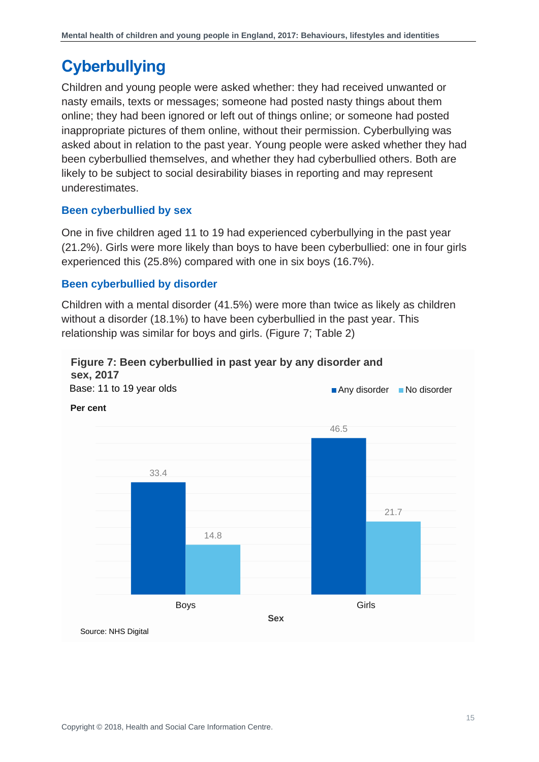# Cyberbullying

Children and young people were asked whether: they had received unwanted or nasty emails, texts or messages; someone had posted nasty things about them online; they had been ignored or left out of things online; or someone had posted inappropriate pictures of them online, without their permission. Cyberbullying was asked about in relation to the past year. Young people were asked whether they had been cyberbullied themselves, and whether they had cyberbullied others. Both are likely to be subject to social desirability biases in reporting and may represent underestimates.

### Been cyberbullied by sex

One in five children aged 11 to 19 had experienced cyberbullying in the past year (21.2%). Girls were more likely than boys to have been cyberbullied: one in four girls experienced this (25.8%) compared with one in six boys (16.7%).

### Been cyberbullied by disorder

Children with a mental disorder (41.5%) were more than twice as likely as children without a disorder (18.1%) to have been cyberbullied in the past year. This relationship was similar for boys and girls. (Figure 7; Table 2)

**Figure 7: Been cyberbullied in past year by any disorder and sex, 2017**

Base: 11 to 19 year olds

Per cent

| Sex | Any disorder | No disorder |
|---|---|---|
| Boys | 33.4 | 14.8 |
| Girls | 46.5 | 21.7 |

Source: NHS Digital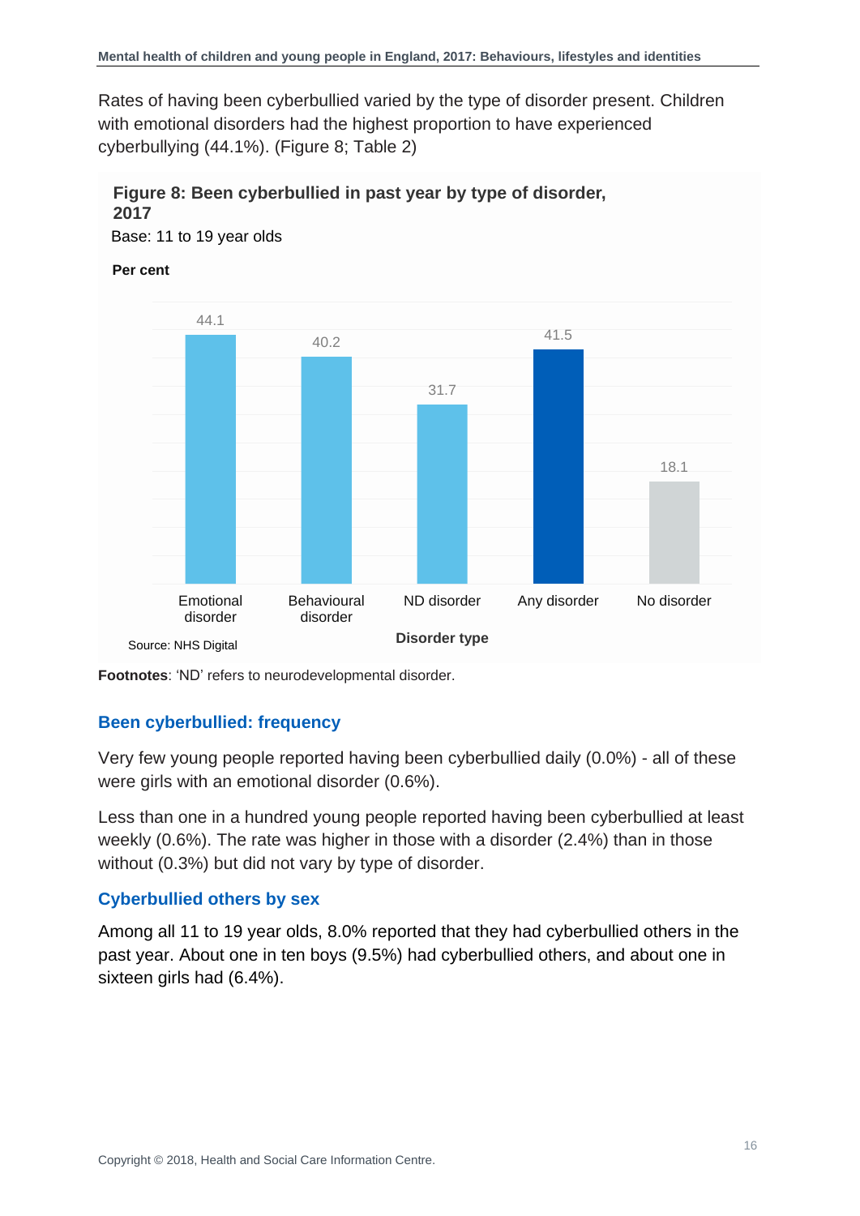Rates of having been cyberbullied varied by the type of disorder present. Children with emotional disorders had the highest proportion to have experienced cyberbullying (44.1%). (Figure 8; Table 2)

**Figure 8: Been cyberbullied in past year by type of disorder, 2017**

Base: 11 to 19 year olds

**Per cent**

| Disorder type | Per cent |
|---|---|
| Emotional disorder | 44.1 |
| Behavioural disorder | 40.2 |
| ND disorder | 31.7 |
| Any disorder | 41.5 |
| No disorder | 18.1 |

Source: NHS Digital

**Footnotes**: 'ND' refers to neurodevelopmental disorder.

### Been cyberbullied: frequency

Very few young people reported having been cyberbullied daily (0.0%) - all of these were girls with an emotional disorder (0.6%).

Less than one in a hundred young people reported having been cyberbullied at least weekly (0.6%). The rate was higher in those with a disorder (2.4%) than in those without (0.3%) but did not vary by type of disorder.

### Cyberbullied others by sex

Among all 11 to 19 year olds, 8.0% reported that they had cyberbullied others in the past year. About one in ten boys (9.5%) had cyberbullied others, and about one in sixteen girls had (6.4%).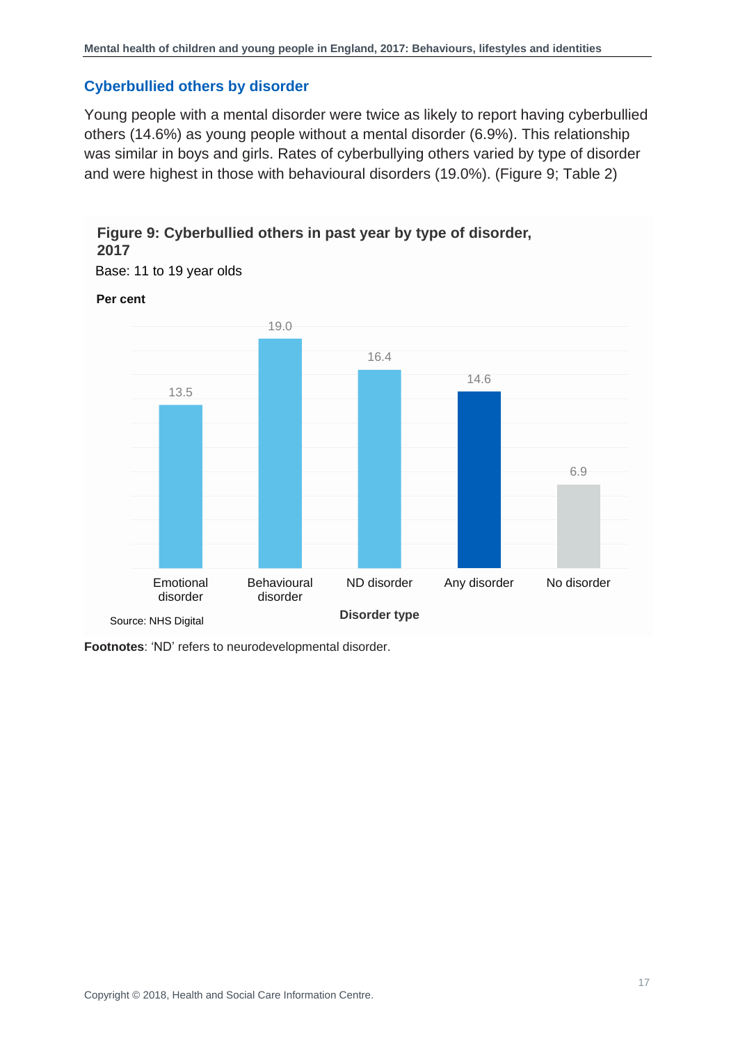## Cyberbullied others by disorder

Young people with a mental disorder were twice as likely to report having cyberbullied others (14.6%) as young people without a mental disorder (6.9%). This relationship was similar in boys and girls. Rates of cyberbullying others varied by type of disorder and were highest in those with behavioural disorders (19.0%). (Figure 9; Table 2)

**Figure 9: Cyberbullied others in past year by type of disorder, 2017**

Base: 11 to 19 year olds

**Per cent**

| Disorder type | Per cent |
|---|---|
| Emotional disorder | 13.5 |
| Behavioural disorder | 19.0 |
| ND disorder | 16.4 |
| Any disorder | 14.6 |
| No disorder | 6.9 |

Source: NHS Digital

**Footnotes**: 'ND' refers to neurodevelopmental disorder.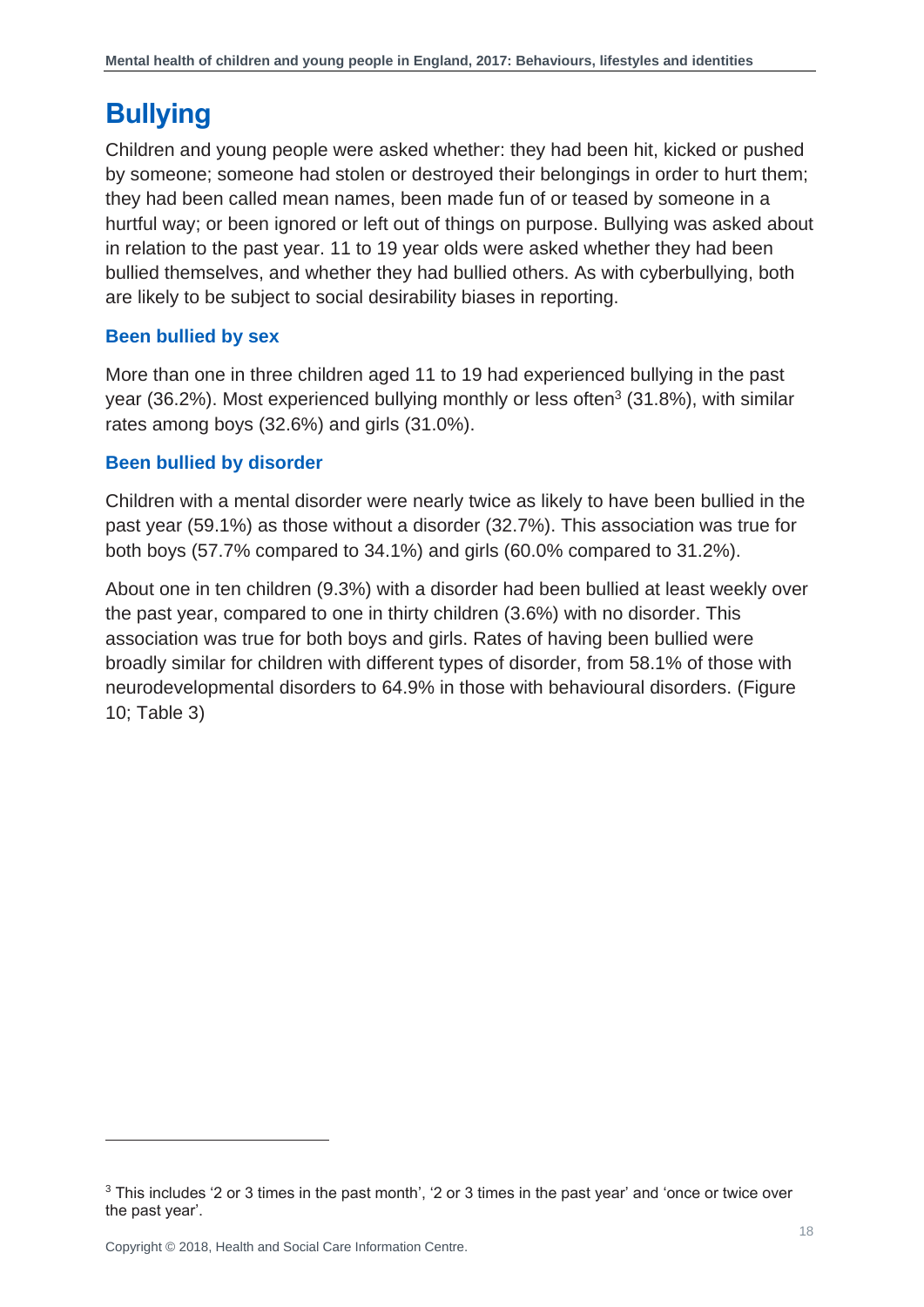# Bullying

Children and young people were asked whether: they had been hit, kicked or pushed by someone; someone had stolen or destroyed their belongings in order to hurt them; they had been called mean names, been made fun of or teased by someone in a hurtful way; or been ignored or left out of things on purpose. Bullying was asked about in relation to the past year. 11 to 19 year olds were asked whether they had been bullied themselves, and whether they had bullied others. As with cyberbullying, both are likely to be subject to social desirability biases in reporting.

### Been bullied by sex

More than one in three children aged 11 to 19 had experienced bullying in the past year (36.2%). Most experienced bullying monthly or less often[3] (31.8%), with similar rates among boys (32.6%) and girls (31.0%).

### Been bullied by disorder

Children with a mental disorder were nearly twice as likely to have been bullied in the past year (59.1%) as those without a disorder (32.7%). This association was true for both boys (57.7% compared to 34.1%) and girls (60.0% compared to 31.2%).

About one in ten children (9.3%) with a disorder had been bullied at least weekly over the past year, compared to one in thirty children (3.6%) with no disorder. This association was true for both boys and girls. Rates of having been bullied were broadly similar for children with different types of disorder, from 58.1% of those with neurodevelopmental disorders to 64.9% in those with behavioural disorders. (Figure 10; Table 3)

[3] This includes '2 or 3 times in the past month', '2 or 3 times in the past year' and 'once or twice over the past year'.

Copyright © 2018, Health and Social Care Information Centre.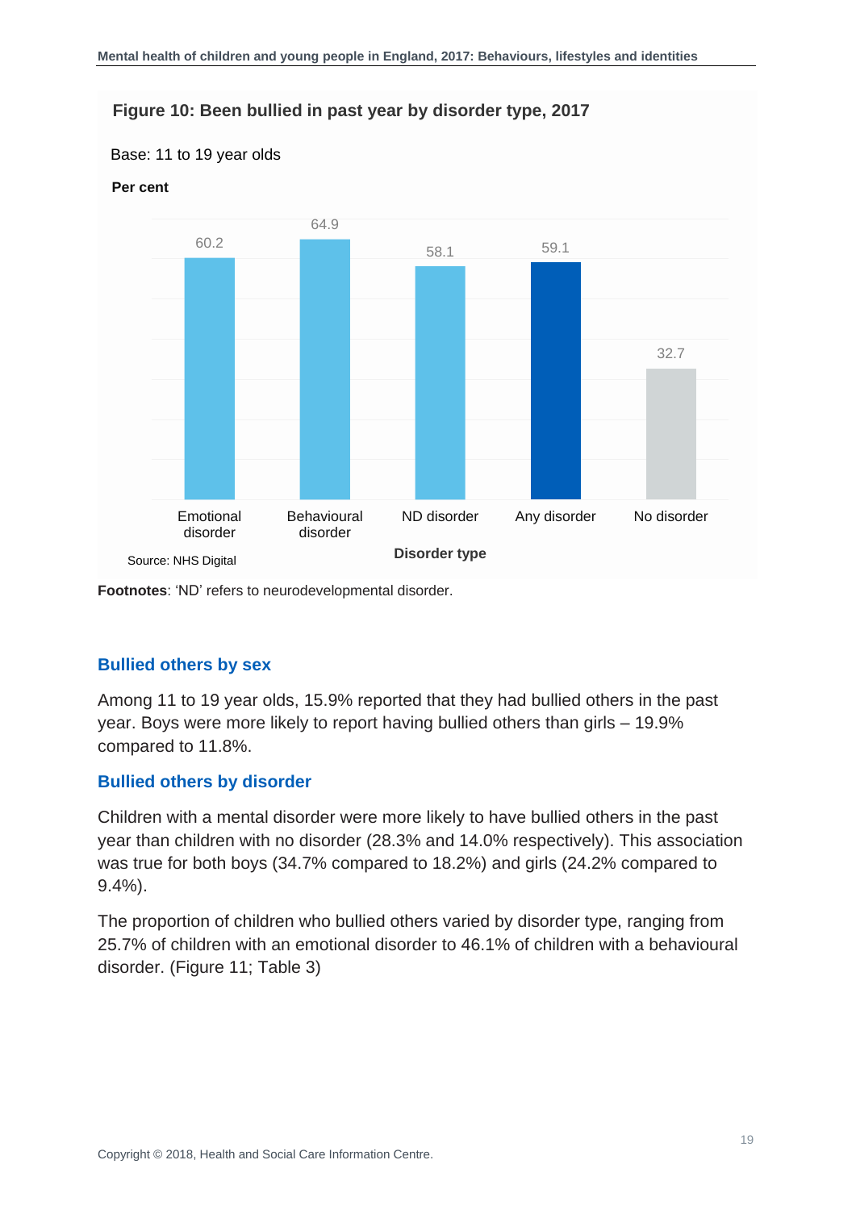**Figure 10: Been bullied in past year by disorder type, 2017**

Base: 11 to 19 year olds

**Per cent**

| Disorder type | Per cent |
|---|---|
| Emotional disorder | 60.2 |
| Behavioural disorder | 64.9 |
| ND disorder | 58.1 |
| Any disorder | 59.1 |
| No disorder | 32.7 |

Source: NHS Digital

**Footnotes**: 'ND' refers to neurodevelopmental disorder.

## Bullied others by sex

Among 11 to 19 year olds, 15.9% reported that they had bullied others in the past year. Boys were more likely to report having bullied others than girls – 19.9% compared to 11.8%.

## Bullied others by disorder

Children with a mental disorder were more likely to have bullied others in the past year than children with no disorder (28.3% and 14.0% respectively). This association was true for both boys (34.7% compared to 18.2%) and girls (24.2% compared to 9.4%).

The proportion of children who bullied others varied by disorder type, ranging from 25.7% of children with an emotional disorder to 46.1% of children with a behavioural disorder. (Figure 11; Table 3)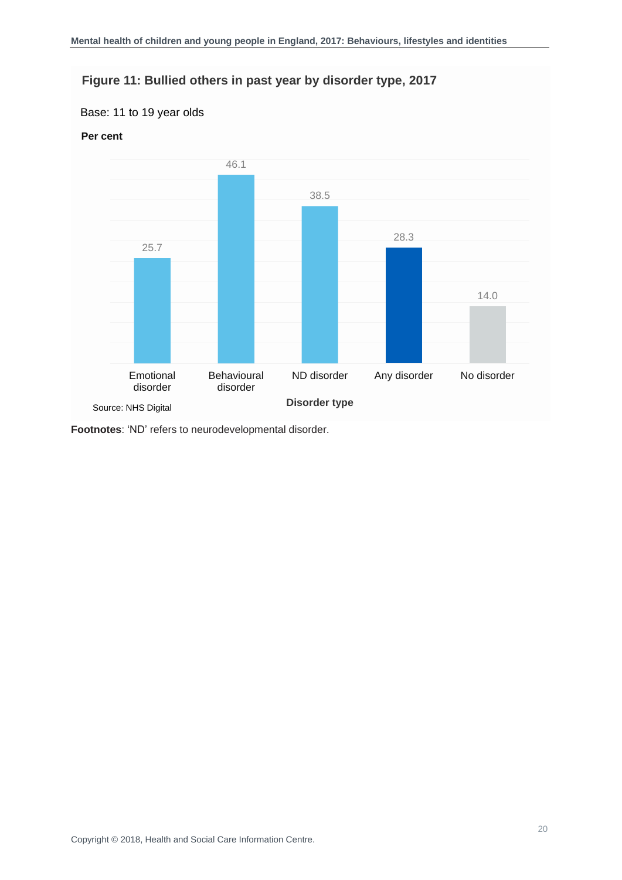### Figure 11: Bullied others in past year by disorder type, 2017

Base: 11 to 19 year olds

**Per cent**

| Disorder type | Per cent |
|---|---|
| Emotional disorder | 25.7 |
| Behavioural disorder | 46.1 |
| ND disorder | 38.5 |
| Any disorder | 28.3 |
| No disorder | 14.0 |

Source: NHS Digital

**Footnotes**: 'ND' refers to neurodevelopmental disorder.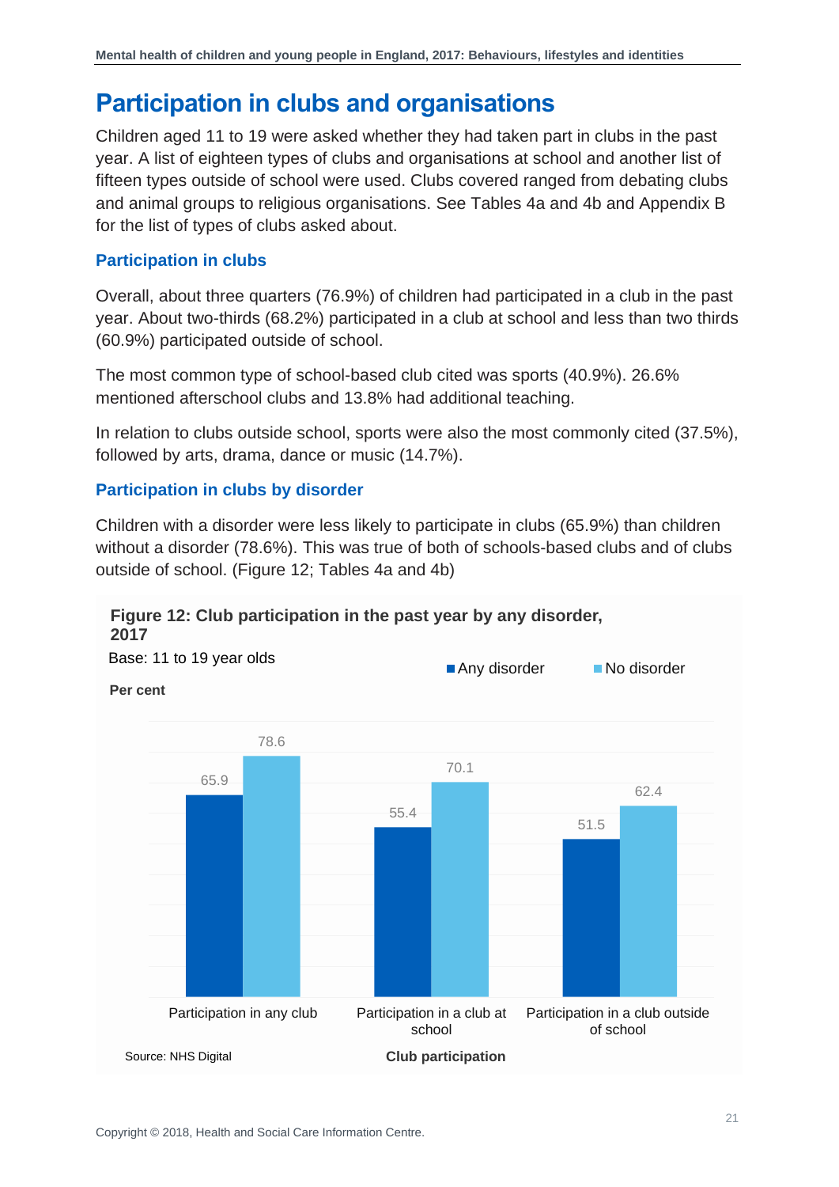# Participation in clubs and organisations

Children aged 11 to 19 were asked whether they had taken part in clubs in the past year. A list of eighteen types of clubs and organisations at school and another list of fifteen types outside of school were used. Clubs covered ranged from debating clubs and animal groups to religious organisations. See Tables 4a and 4b and Appendix B for the list of types of clubs asked about.

## Participation in clubs

Overall, about three quarters (76.9%) of children had participated in a club in the past year. About two-thirds (68.2%) participated in a club at school and less than two thirds (60.9%) participated outside of school.

The most common type of school-based club cited was sports (40.9%). 26.6% mentioned afterschool clubs and 13.8% had additional teaching.

In relation to clubs outside school, sports were also the most commonly cited (37.5%), followed by arts, drama, dance or music (14.7%).

## Participation in clubs by disorder

Children with a disorder were less likely to participate in clubs (65.9%) than children without a disorder (78.6%). This was true of both of schools-based clubs and of clubs outside of school. (Figure 12; Tables 4a and 4b)

**Figure 12: Club participation in the past year by any disorder, 2017**

Base: 11 to 19 year olds

Per cent

| Club participation | Any disorder | No disorder |
|---|---|---|
| Participation in any club | 65.9 | 78.6 |
| Participation in a club at school | 55.4 | 70.1 |
| Participation in a club outside of school | 51.5 | 62.4 |

Source: NHS Digital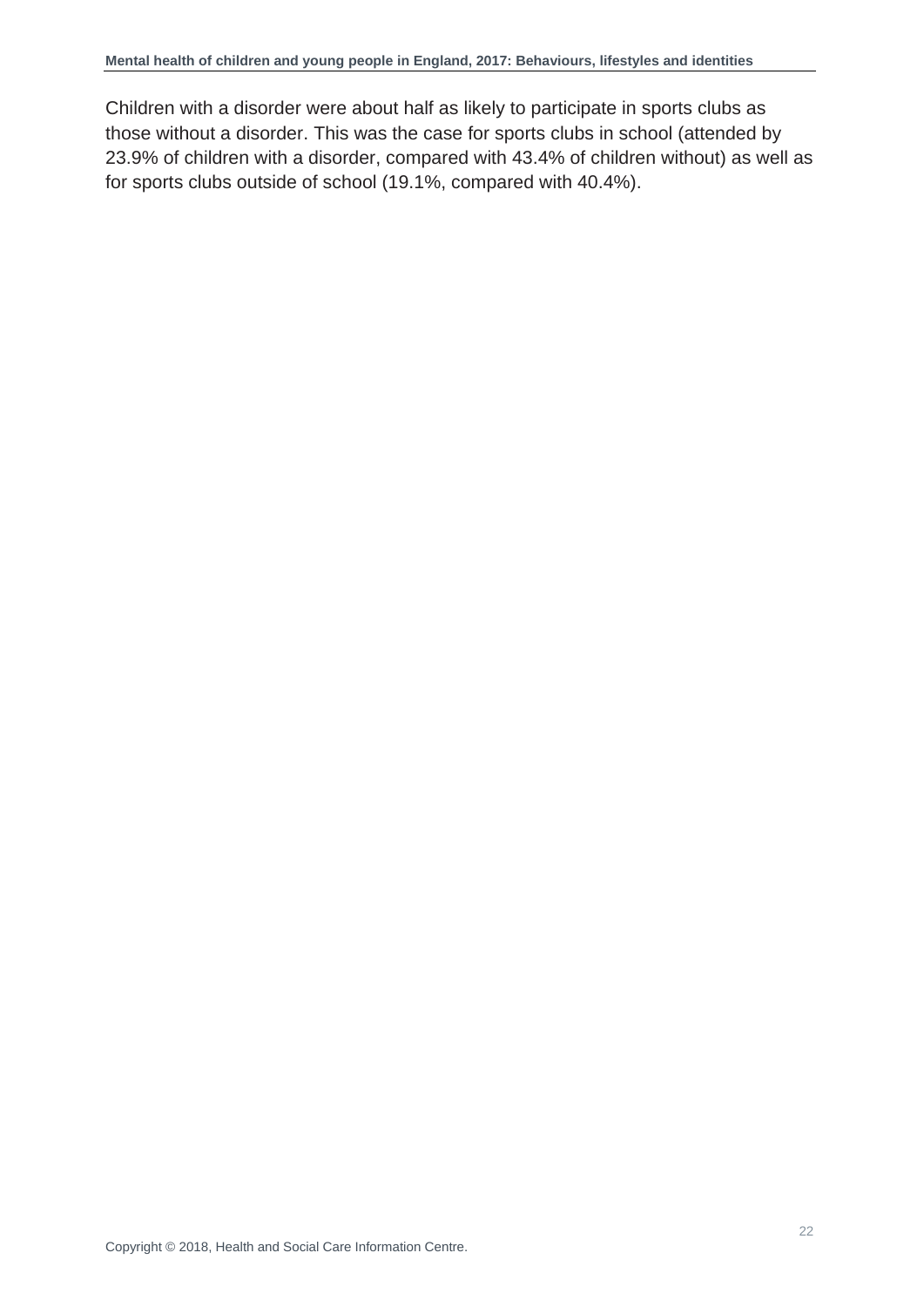Children with a disorder were about half as likely to participate in sports clubs as those without a disorder. This was the case for sports clubs in school (attended by 23.9% of children with a disorder, compared with 43.4% of children without) as well as for sports clubs outside of school (19.1%, compared with 40.4%).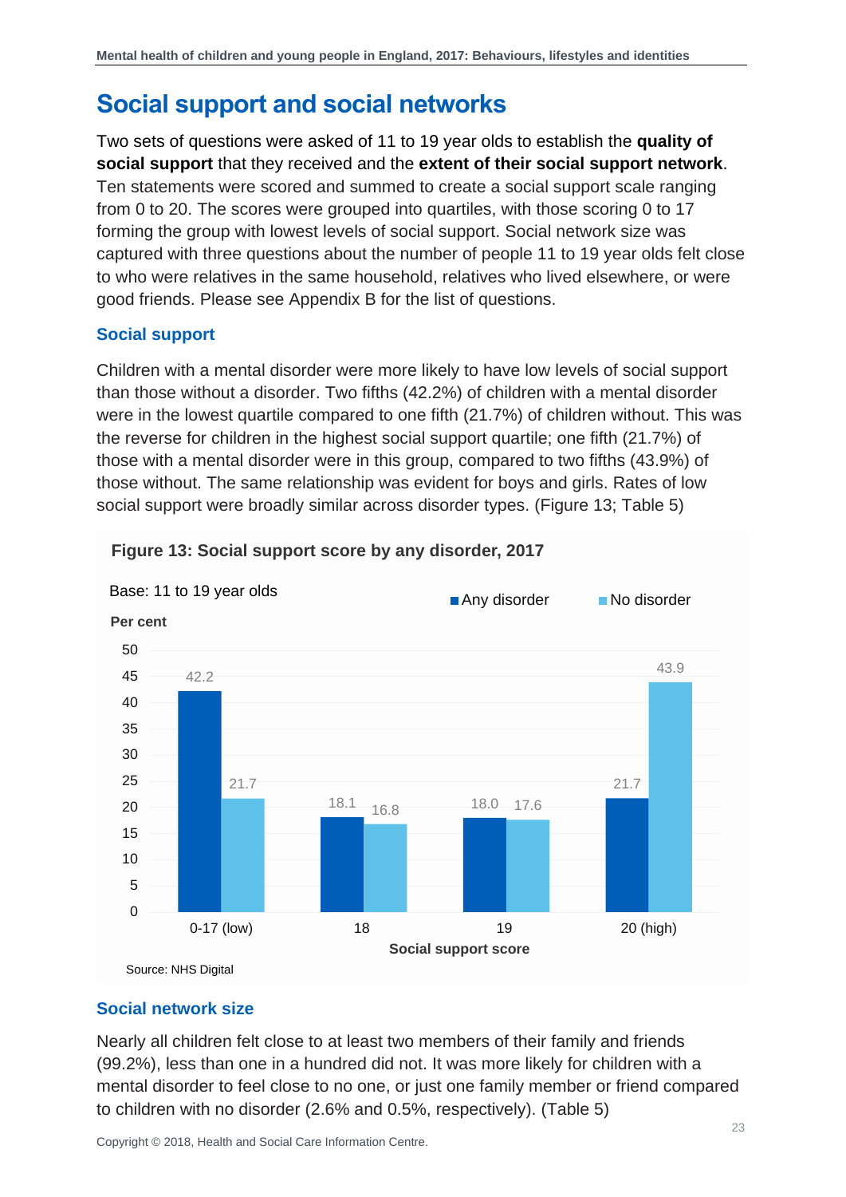## Social support and social networks

Two sets of questions were asked of 11 to 19 year olds to establish the **quality of social support** that they received and the **extent of their social support network**. Ten statements were scored and summed to create a social support scale ranging from 0 to 20. The scores were grouped into quartiles, with those scoring 0 to 17 forming the group with lowest levels of social support. Social network size was captured with three questions about the number of people 11 to 19 year olds felt close to who were relatives in the same household, relatives who lived elsewhere, or were good friends. Please see Appendix B for the list of questions.

### Social support

Children with a mental disorder were more likely to have low levels of social support than those without a disorder. Two fifths (42.2%) of children with a mental disorder were in the lowest quartile compared to one fifth (21.7%) of children without. This was the reverse for children in the highest social support quartile; one fifth (21.7%) of those with a mental disorder were in this group, compared to two fifths (43.9%) of those without. The same relationship was evident for boys and girls. Rates of low social support were broadly similar across disorder types. (Figure 13; Table 5)

**Figure 13: Social support score by any disorder, 2017**

Base: 11 to 19 year olds

Per cent

| Social support score | Any disorder | No disorder |
|---|---|---|
| 0-17 (low) | 42.2 | 21.7 |
| 18 | 18.1 | 16.8 |
| 19 | 18.0 | 17.6 |
| 20 (high) | 21.7 | 43.9 |

Source: NHS Digital

### Social network size

Nearly all children felt close to at least two members of their family and friends (99.2%), less than one in a hundred did not. It was more likely for children with a mental disorder to feel close to no one, or just one family member or friend compared to children with no disorder (2.6% and 0.5%, respectively). (Table 5)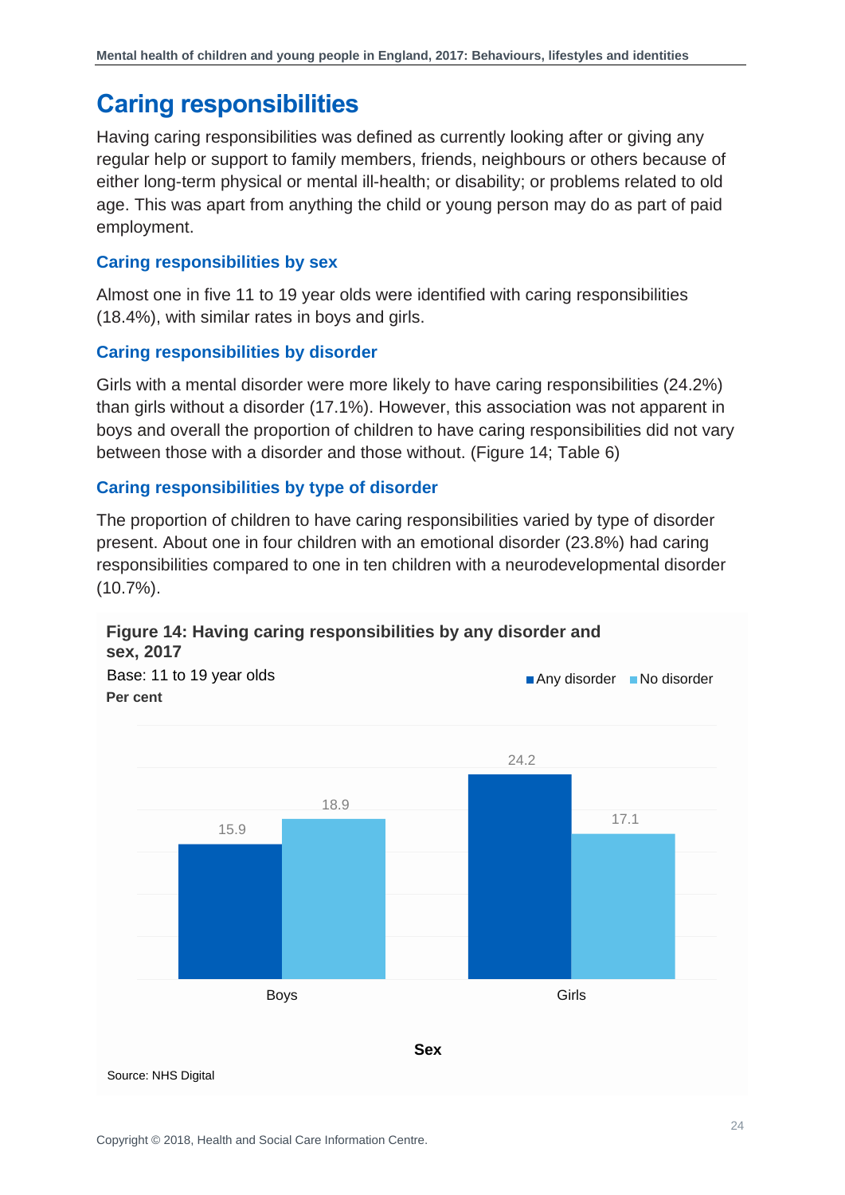# Caring responsibilities

Having caring responsibilities was defined as currently looking after or giving any regular help or support to family members, friends, neighbours or others because of either long-term physical or mental ill-health; or disability; or problems related to old age. This was apart from anything the child or young person may do as part of paid employment.

### Caring responsibilities by sex

Almost one in five 11 to 19 year olds were identified with caring responsibilities (18.4%), with similar rates in boys and girls.

### Caring responsibilities by disorder

Girls with a mental disorder were more likely to have caring responsibilities (24.2%) than girls without a disorder (17.1%). However, this association was not apparent in boys and overall the proportion of children to have caring responsibilities did not vary between those with a disorder and those without. (Figure 14; Table 6)

### Caring responsibilities by type of disorder

The proportion of children to have caring responsibilities varied by type of disorder present. About one in four children with an emotional disorder (23.8%) had caring responsibilities compared to one in ten children with a neurodevelopmental disorder (10.7%).

**Figure 14: Having caring responsibilities by any disorder and sex, 2017**

Base: 11 to 19 year olds

**Per cent**

| Sex | Any disorder | No disorder |
|---|---|---|
| Boys | 15.9 | 18.9 |
| Girls | 24.2 | 17.1 |

Source: NHS Digital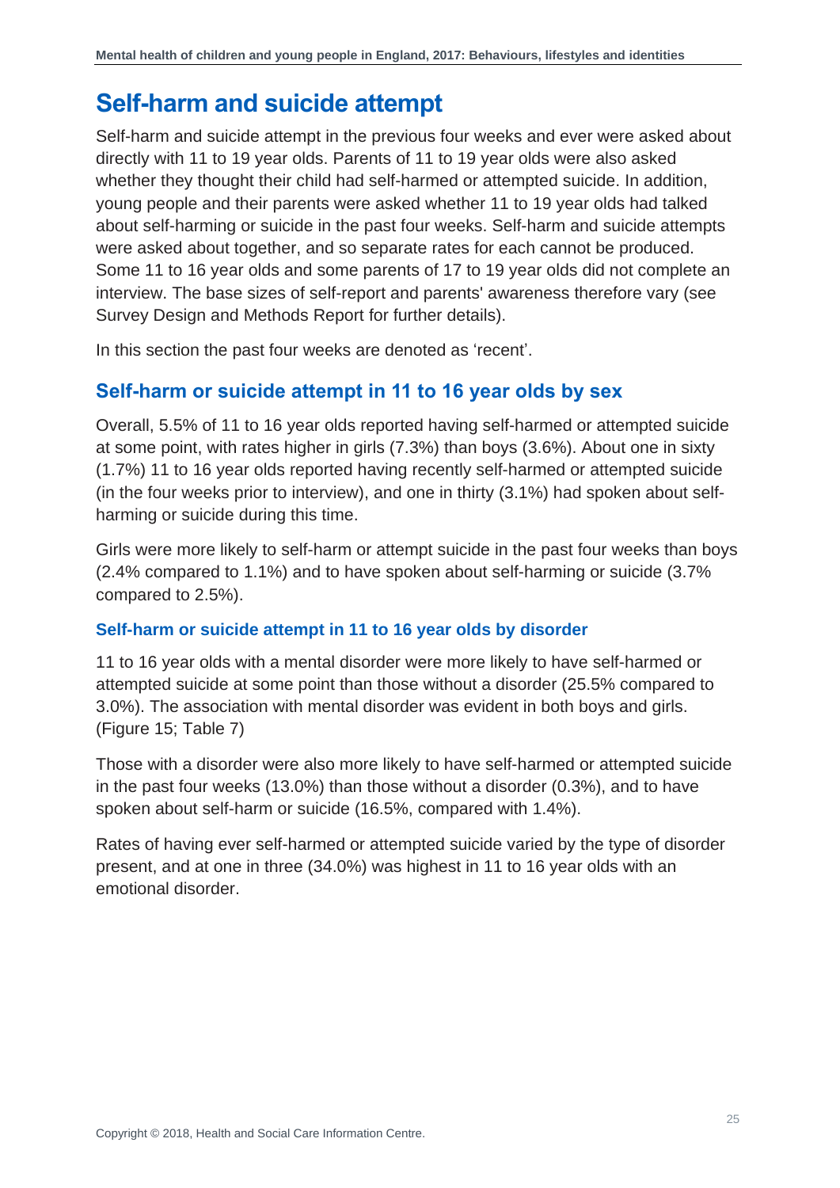# Self-harm and suicide attempt

Self-harm and suicide attempt in the previous four weeks and ever were asked about directly with 11 to 19 year olds. Parents of 11 to 19 year olds were also asked whether they thought their child had self-harmed or attempted suicide. In addition, young people and their parents were asked whether 11 to 19 year olds had talked about self-harming or suicide in the past four weeks. Self-harm and suicide attempts were asked about together, and so separate rates for each cannot be produced. Some 11 to 16 year olds and some parents of 17 to 19 year olds did not complete an interview. The base sizes of self-report and parents' awareness therefore vary (see Survey Design and Methods Report for further details).

In this section the past four weeks are denoted as 'recent'.

## Self-harm or suicide attempt in 11 to 16 year olds by sex

Overall, 5.5% of 11 to 16 year olds reported having self-harmed or attempted suicide at some point, with rates higher in girls (7.3%) than boys (3.6%). About one in sixty (1.7%) 11 to 16 year olds reported having recently self-harmed or attempted suicide (in the four weeks prior to interview), and one in thirty (3.1%) had spoken about self-harming or suicide during this time.

Girls were more likely to self-harm or attempt suicide in the past four weeks than boys (2.4% compared to 1.1%) and to have spoken about self-harming or suicide (3.7% compared to 2.5%).

### Self-harm or suicide attempt in 11 to 16 year olds by disorder

11 to 16 year olds with a mental disorder were more likely to have self-harmed or attempted suicide at some point than those without a disorder (25.5% compared to 3.0%). The association with mental disorder was evident in both boys and girls. (Figure 15; Table 7)

Those with a disorder were also more likely to have self-harmed or attempted suicide in the past four weeks (13.0%) than those without a disorder (0.3%), and to have spoken about self-harm or suicide (16.5%, compared with 1.4%).

Rates of having ever self-harmed or attempted suicide varied by the type of disorder present, and at one in three (34.0%) was highest in 11 to 16 year olds with an emotional disorder.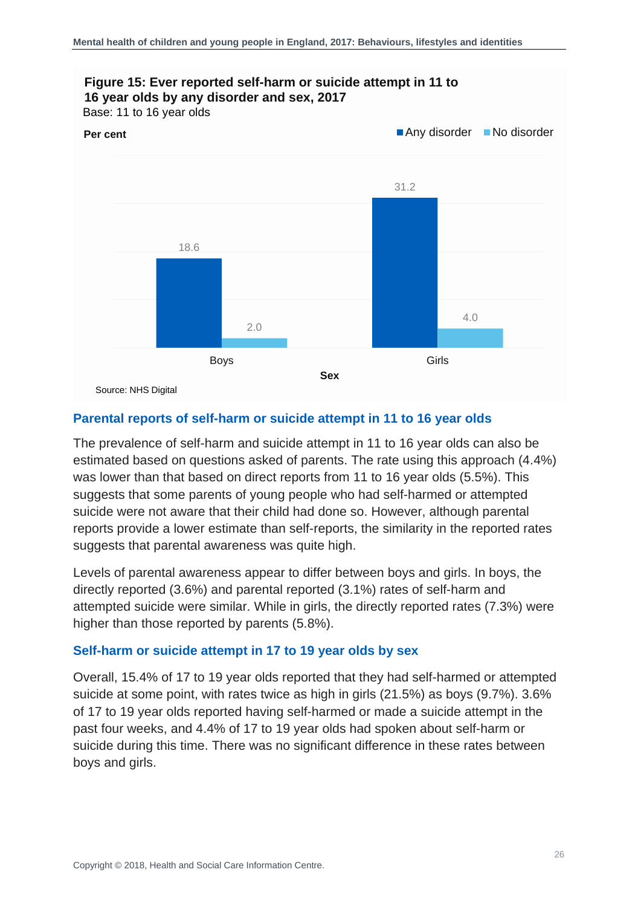**Figure 15: Ever reported self-harm or suicide attempt in 11 to 16 year olds by any disorder and sex, 2017**

Base: 11 to 16 year olds

| Sex | Any disorder | No disorder |
|---|---|---|
| Boys | 18.6 | 2.0 |
| Girls | 31.2 | 4.0 |

Per cent

Source: NHS Digital

## Parental reports of self-harm or suicide attempt in 11 to 16 year olds

The prevalence of self-harm and suicide attempt in 11 to 16 year olds can also be estimated based on questions asked of parents. The rate using this approach (4.4%) was lower than that based on direct reports from 11 to 16 year olds (5.5%). This suggests that some parents of young people who had self-harmed or attempted suicide were not aware that their child had done so. However, although parental reports provide a lower estimate than self-reports, the similarity in the reported rates suggests that parental awareness was quite high.

Levels of parental awareness appear to differ between boys and girls. In boys, the directly reported (3.6%) and parental reported (3.1%) rates of self-harm and attempted suicide were similar. While in girls, the directly reported rates (7.3%) were higher than those reported by parents (5.8%).

## Self-harm or suicide attempt in 17 to 19 year olds by sex

Overall, 15.4% of 17 to 19 year olds reported that they had self-harmed or attempted suicide at some point, with rates twice as high in girls (21.5%) as boys (9.7%). 3.6% of 17 to 19 year olds reported having self-harmed or made a suicide attempt in the past four weeks, and 4.4% of 17 to 19 year olds had spoken about self-harm or suicide during this time. There was no significant difference in these rates between boys and girls.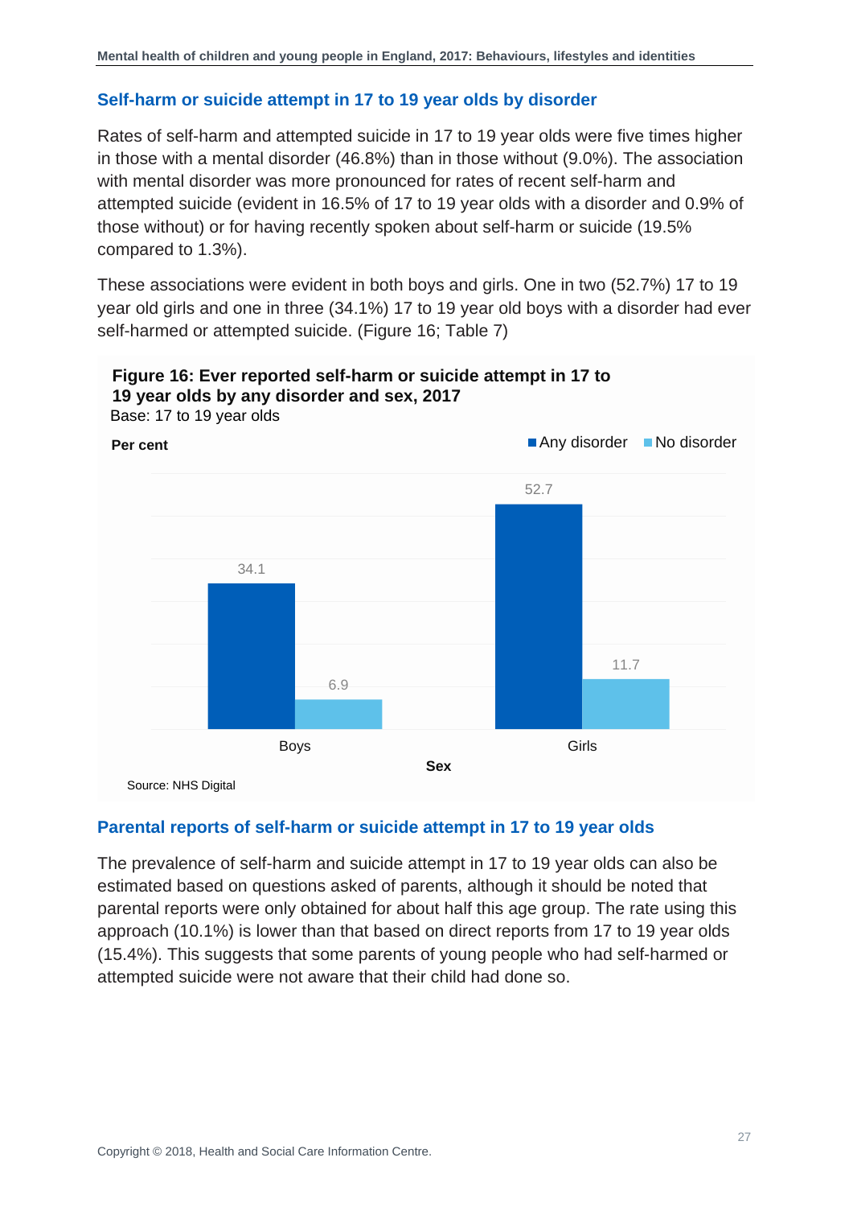### Self-harm or suicide attempt in 17 to 19 year olds by disorder

Rates of self-harm and attempted suicide in 17 to 19 year olds were five times higher in those with a mental disorder (46.8%) than in those without (9.0%). The association with mental disorder was more pronounced for rates of recent self-harm and attempted suicide (evident in 16.5% of 17 to 19 year olds with a disorder and 0.9% of those without) or for having recently spoken about self-harm or suicide (19.5% compared to 1.3%).

These associations were evident in both boys and girls. One in two (52.7%) 17 to 19 year old girls and one in three (34.1%) 17 to 19 year old boys with a disorder had ever self-harmed or attempted suicide. (Figure 16; Table 7)

**Figure 16: Ever reported self-harm or suicide attempt in 17 to 19 year olds by any disorder and sex, 2017**

Base: 17 to 19 year olds

Per cent

| Sex | Any disorder | No disorder |
|---|---|---|
| Boys | 34.1 | 6.9 |
| Girls | 52.7 | 11.7 |

Source: NHS Digital

### Parental reports of self-harm or suicide attempt in 17 to 19 year olds

The prevalence of self-harm and suicide attempt in 17 to 19 year olds can also be estimated based on questions asked of parents, although it should be noted that parental reports were only obtained for about half this age group. The rate using this approach (10.1%) is lower than that based on direct reports from 17 to 19 year olds (15.4%). This suggests that some parents of young people who had self-harmed or attempted suicide were not aware that their child had done so.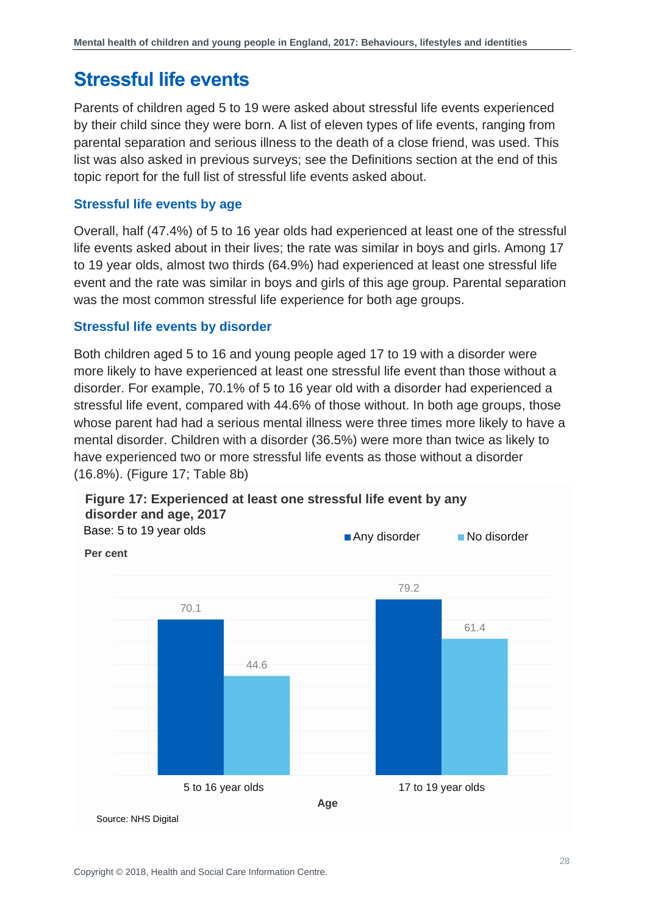# Stressful life events

Parents of children aged 5 to 19 were asked about stressful life events experienced by their child since they were born. A list of eleven types of life events, ranging from parental separation and serious illness to the death of a close friend, was used. This list was also asked in previous surveys; see the Definitions section at the end of this topic report for the full list of stressful life events asked about.

## Stressful life events by age

Overall, half (47.4%) of 5 to 16 year olds had experienced at least one of the stressful life events asked about in their lives; the rate was similar in boys and girls. Among 17 to 19 year olds, almost two thirds (64.9%) had experienced at least one stressful life event and the rate was similar in boys and girls of this age group. Parental separation was the most common stressful life experience for both age groups.

## Stressful life events by disorder

Both children aged 5 to 16 and young people aged 17 to 19 with a disorder were more likely to have experienced at least one stressful life event than those without a disorder. For example, 70.1% of 5 to 16 year old with a disorder had experienced a stressful life event, compared with 44.6% of those without. In both age groups, those whose parent had had a serious mental illness were three times more likely to have a mental disorder. Children with a disorder (36.5%) were more than twice as likely to have experienced two or more stressful life events as those without a disorder (16.8%). (Figure 17; Table 8b)

**Figure 17: Experienced at least one stressful life event by any disorder and age, 2017**

Base: 5 to 19 year olds

Per cent

| Age | Any disorder | No disorder |
|---|---|---|
| 5 to 16 year olds | 70.1 | 44.6 |
| 17 to 19 year olds | 79.2 | 61.4 |

Source: NHS Digital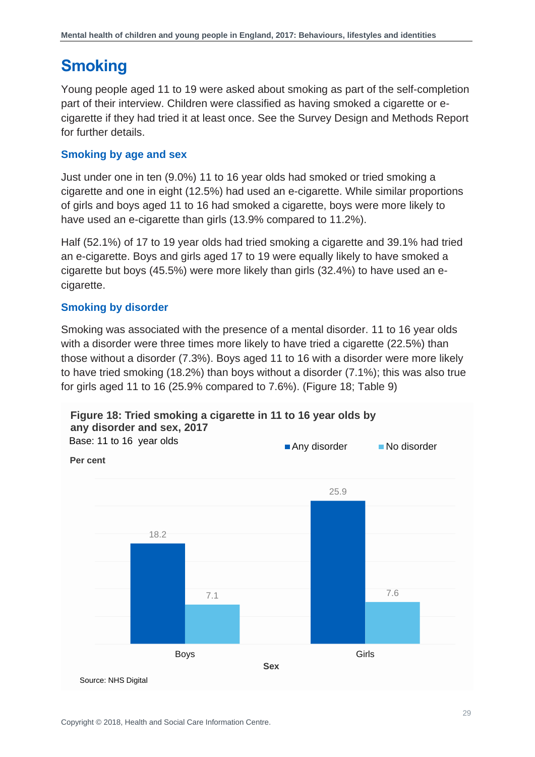# Smoking

Young people aged 11 to 19 were asked about smoking as part of the self-completion part of their interview. Children were classified as having smoked a cigarette or e-cigarette if they had tried it at least once. See the Survey Design and Methods Report for further details.

## Smoking by age and sex

Just under one in ten (9.0%) 11 to 16 year olds had smoked or tried smoking a cigarette and one in eight (12.5%) had used an e-cigarette. While similar proportions of girls and boys aged 11 to 16 had smoked a cigarette, boys were more likely to have used an e-cigarette than girls (13.9% compared to 11.2%).

Half (52.1%) of 17 to 19 year olds had tried smoking a cigarette and 39.1% had tried an e-cigarette. Boys and girls aged 17 to 19 were equally likely to have smoked a cigarette but boys (45.5%) were more likely than girls (32.4%) to have used an e-cigarette.

## Smoking by disorder

Smoking was associated with the presence of a mental disorder. 11 to 16 year olds with a disorder were three times more likely to have tried a cigarette (22.5%) than those without a disorder (7.3%). Boys aged 11 to 16 with a disorder were more likely to have tried smoking (18.2%) than boys without a disorder (7.1%); this was also true for girls aged 11 to 16 (25.9% compared to 7.6%). (Figure 18; Table 9)

**Figure 18: Tried smoking a cigarette in 11 to 16 year olds by any disorder and sex, 2017**

Base: 11 to 16 year olds

Per cent

| Sex | Any disorder | No disorder |
|---|---|---|
| Boys | 18.2 | 7.1 |
| Girls | 25.9 | 7.6 |

Source: NHS Digital

Copyright © 2018, Health and Social Care Information Centre.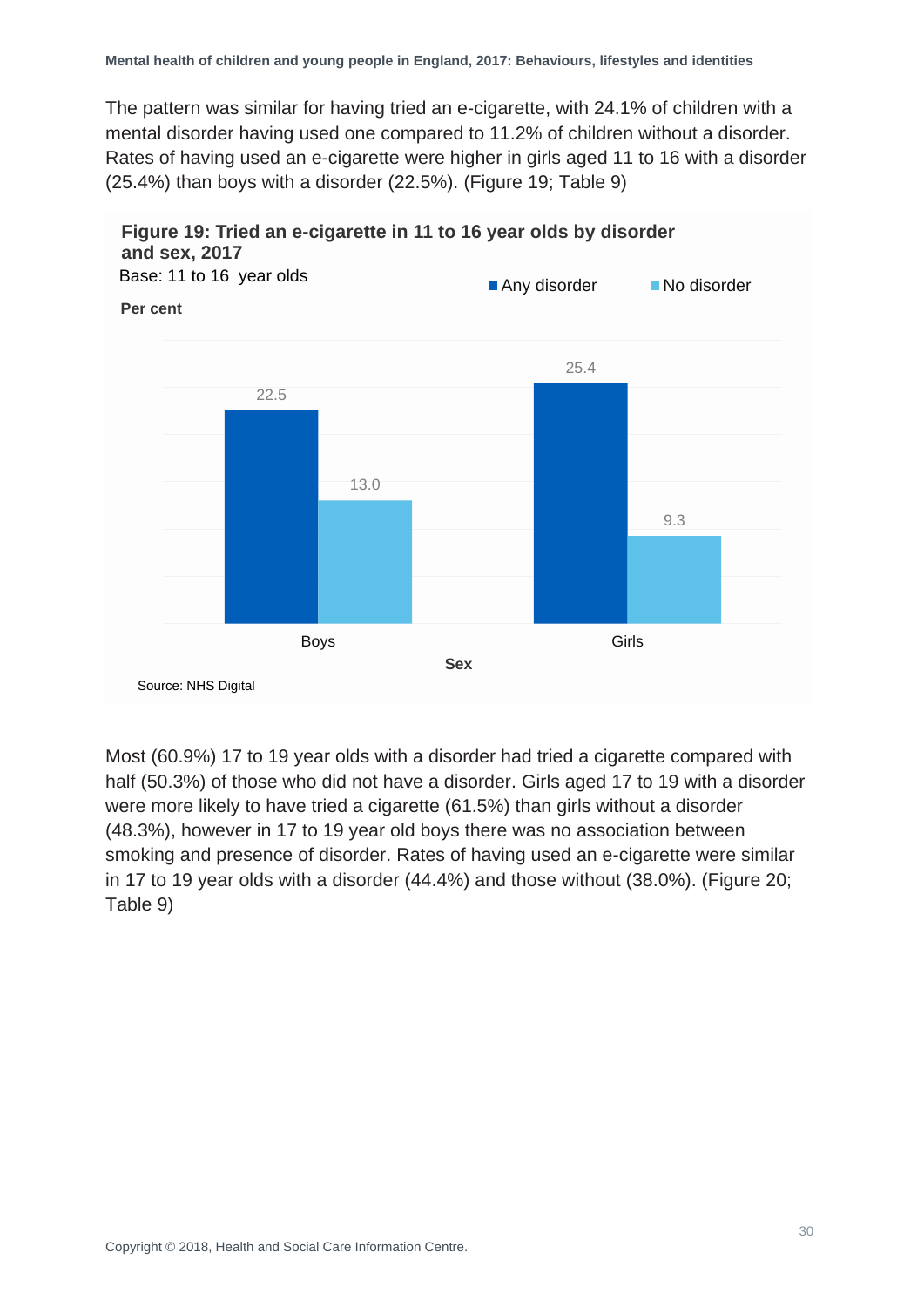The pattern was similar for having tried an e-cigarette, with 24.1% of children with a mental disorder having used one compared to 11.2% of children without a disorder. Rates of having used an e-cigarette were higher in girls aged 11 to 16 with a disorder (25.4%) than boys with a disorder (22.5%). (Figure 19; Table 9)

**Figure 19: Tried an e-cigarette in 11 to 16 year olds by disorder and sex, 2017**

Base: 11 to 16 year olds

Per cent

| Sex | Any disorder | No disorder |
|---|---|---|
| Boys | 22.5 | 13.0 |
| Girls | 25.4 | 9.3 |

Source: NHS Digital

Most (60.9%) 17 to 19 year olds with a disorder had tried a cigarette compared with half (50.3%) of those who did not have a disorder. Girls aged 17 to 19 with a disorder were more likely to have tried a cigarette (61.5%) than girls without a disorder (48.3%), however in 17 to 19 year old boys there was no association between smoking and presence of disorder. Rates of having used an e-cigarette were similar in 17 to 19 year olds with a disorder (44.4%) and those without (38.0%). (Figure 20; Table 9)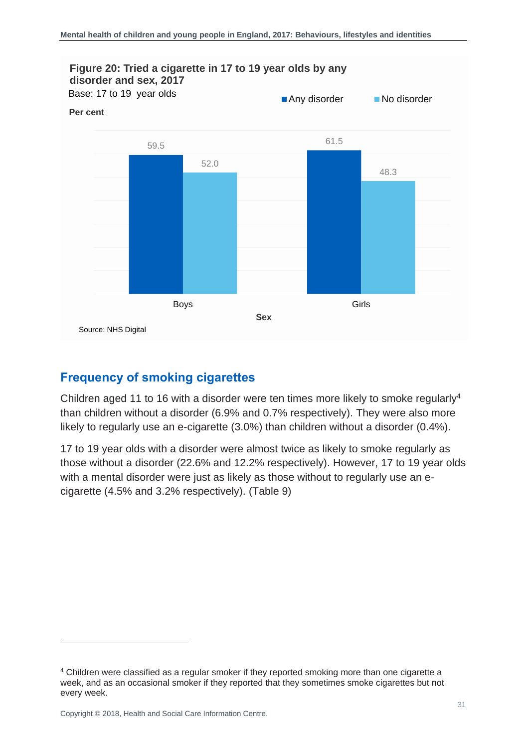**Figure 20: Tried a cigarette in 17 to 19 year olds by any disorder and sex, 2017**

Base: 17 to 19 year olds

Per cent

| Sex | Any disorder | No disorder |
|---|---|---|
| Boys | 59.5 | 52.0 |
| Girls | 61.5 | 48.3 |

Source: NHS Digital

## Frequency of smoking cigarettes

Children aged 11 to 16 with a disorder were ten times more likely to smoke regularly[4] than children without a disorder (6.9% and 0.7% respectively). They were also more likely to regularly use an e-cigarette (3.0%) than children without a disorder (0.4%).

17 to 19 year olds with a disorder were almost twice as likely to smoke regularly as those without a disorder (22.6% and 12.2% respectively). However, 17 to 19 year olds with a mental disorder were just as likely as those without to regularly use an e-cigarette (4.5% and 3.2% respectively). (Table 9)

---

[4] Children were classified as a regular smoker if they reported smoking more than one cigarette a week, and as an occasional smoker if they reported that they sometimes smoke cigarettes but not every week.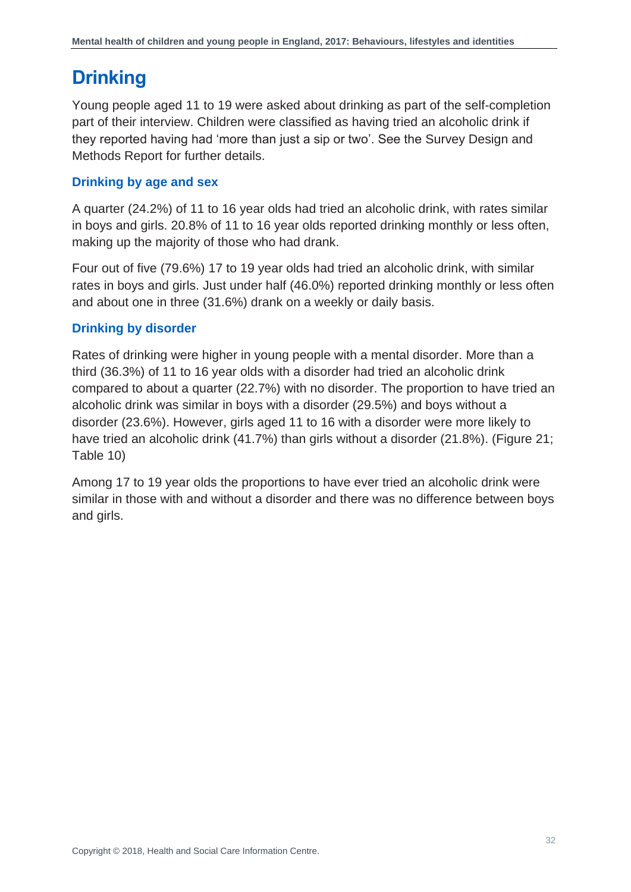# Drinking

Young people aged 11 to 19 were asked about drinking as part of the self-completion part of their interview. Children were classified as having tried an alcoholic drink if they reported having had 'more than just a sip or two'. See the Survey Design and Methods Report for further details.

## Drinking by age and sex

A quarter (24.2%) of 11 to 16 year olds had tried an alcoholic drink, with rates similar in boys and girls. 20.8% of 11 to 16 year olds reported drinking monthly or less often, making up the majority of those who had drank.

Four out of five (79.6%) 17 to 19 year olds had tried an alcoholic drink, with similar rates in boys and girls. Just under half (46.0%) reported drinking monthly or less often and about one in three (31.6%) drank on a weekly or daily basis.

## Drinking by disorder

Rates of drinking were higher in young people with a mental disorder. More than a third (36.3%) of 11 to 16 year olds with a disorder had tried an alcoholic drink compared to about a quarter (22.7%) with no disorder. The proportion to have tried an alcoholic drink was similar in boys with a disorder (29.5%) and boys without a disorder (23.6%). However, girls aged 11 to 16 with a disorder were more likely to have tried an alcoholic drink (41.7%) than girls without a disorder (21.8%). (Figure 21; Table 10)

Among 17 to 19 year olds the proportions to have ever tried an alcoholic drink were similar in those with and without a disorder and there was no difference between boys and girls.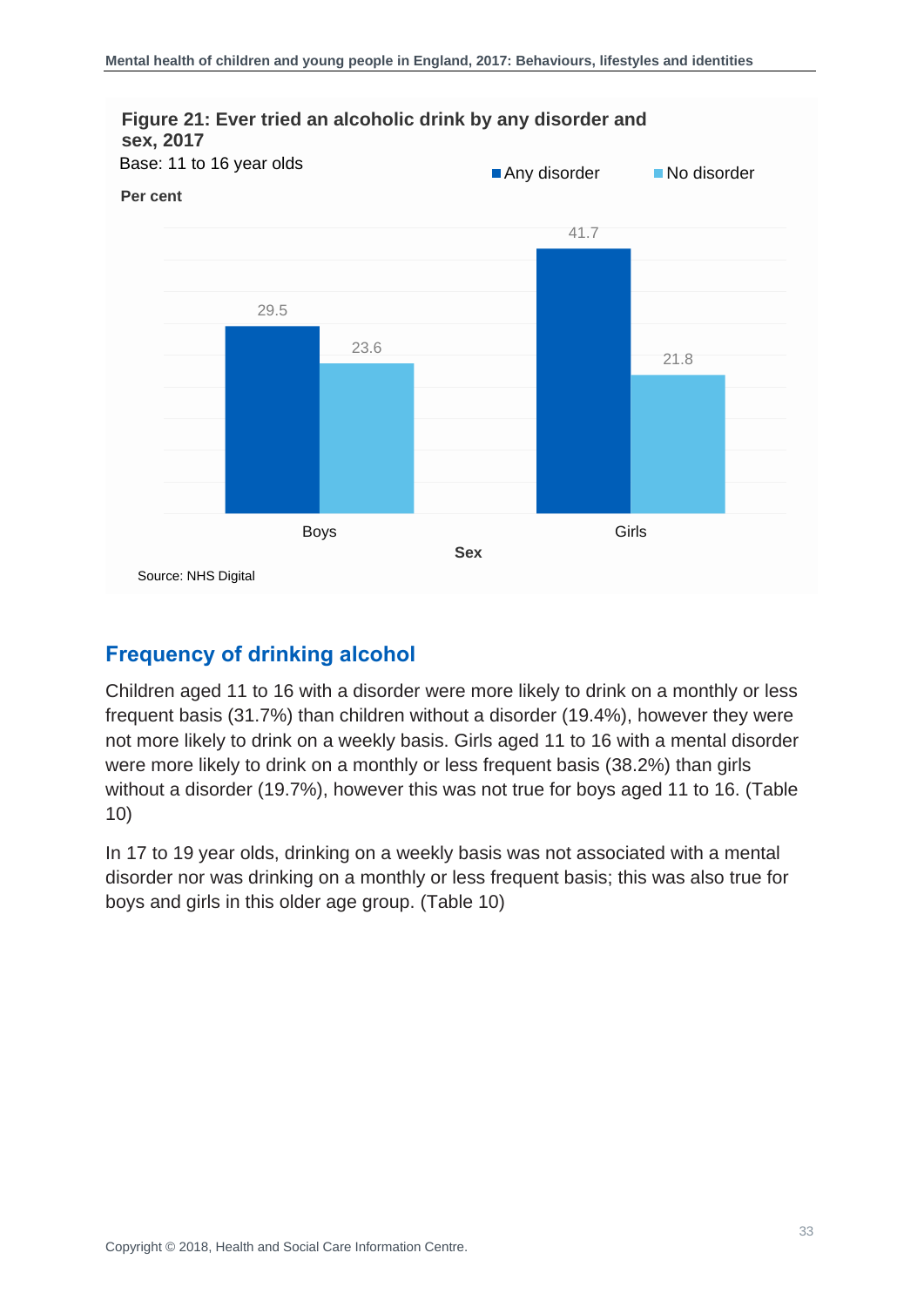**Figure 21: Ever tried an alcoholic drink by any disorder and sex, 2017**

Base: 11 to 16 year olds

Per cent

| Sex | Any disorder | No disorder |
|---|---|---|
| Boys | 29.5 | 23.6 |
| Girls | 41.7 | 21.8 |

Source: NHS Digital

## Frequency of drinking alcohol

Children aged 11 to 16 with a disorder were more likely to drink on a monthly or less frequent basis (31.7%) than children without a disorder (19.4%), however they were not more likely to drink on a weekly basis. Girls aged 11 to 16 with a mental disorder were more likely to drink on a monthly or less frequent basis (38.2%) than girls without a disorder (19.7%), however this was not true for boys aged 11 to 16. (Table 10)

In 17 to 19 year olds, drinking on a weekly basis was not associated with a mental disorder nor was drinking on a monthly or less frequent basis; this was also true for boys and girls in this older age group. (Table 10)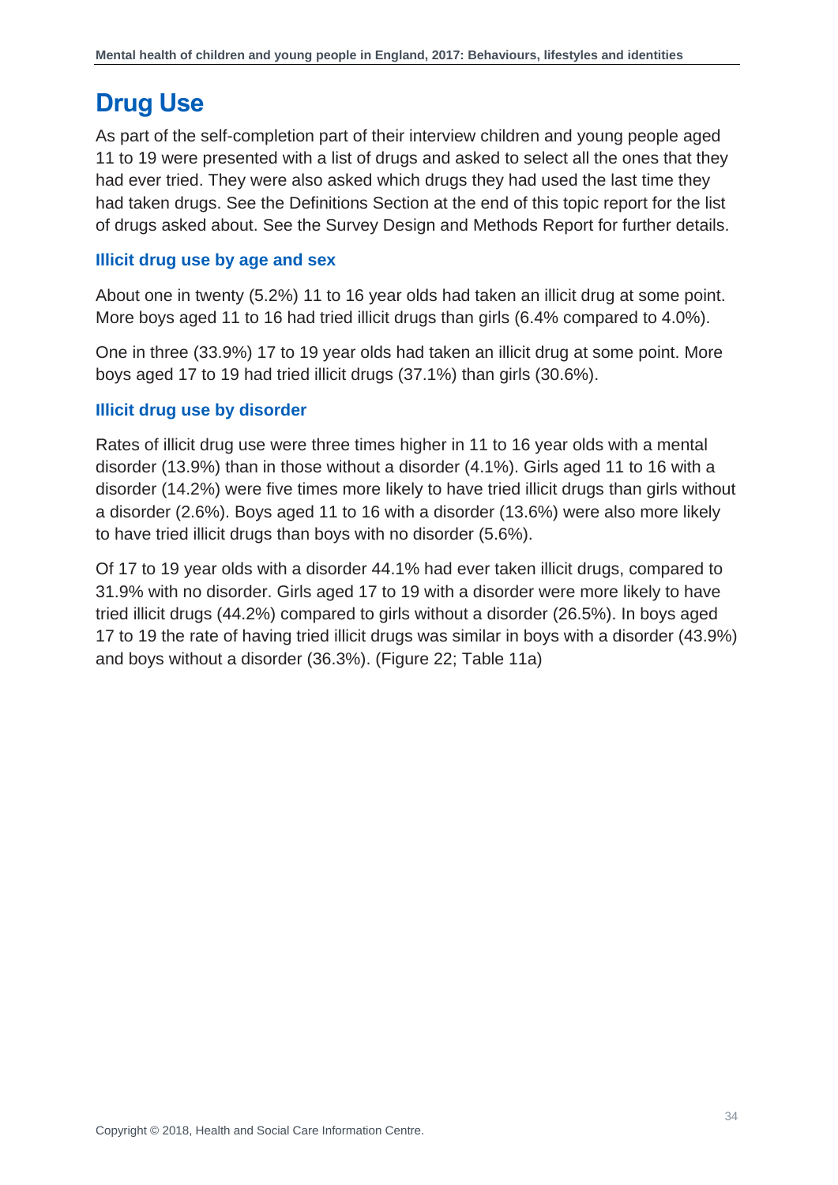# Drug Use

As part of the self-completion part of their interview children and young people aged 11 to 19 were presented with a list of drugs and asked to select all the ones that they had ever tried. They were also asked which drugs they had used the last time they had taken drugs. See the Definitions Section at the end of this topic report for the list of drugs asked about. See the Survey Design and Methods Report for further details.

### Illicit drug use by age and sex

About one in twenty (5.2%) 11 to 16 year olds had taken an illicit drug at some point. More boys aged 11 to 16 had tried illicit drugs than girls (6.4% compared to 4.0%).

One in three (33.9%) 17 to 19 year olds had taken an illicit drug at some point. More boys aged 17 to 19 had tried illicit drugs (37.1%) than girls (30.6%).

### Illicit drug use by disorder

Rates of illicit drug use were three times higher in 11 to 16 year olds with a mental disorder (13.9%) than in those without a disorder (4.1%). Girls aged 11 to 16 with a disorder (14.2%) were five times more likely to have tried illicit drugs than girls without a disorder (2.6%). Boys aged 11 to 16 with a disorder (13.6%) were also more likely to have tried illicit drugs than boys with no disorder (5.6%).

Of 17 to 19 year olds with a disorder 44.1% had ever taken illicit drugs, compared to 31.9% with no disorder. Girls aged 17 to 19 with a disorder were more likely to have tried illicit drugs (44.2%) compared to girls without a disorder (26.5%). In boys aged 17 to 19 the rate of having tried illicit drugs was similar in boys with a disorder (43.9%) and boys without a disorder (36.3%). (Figure 22; Table 11a)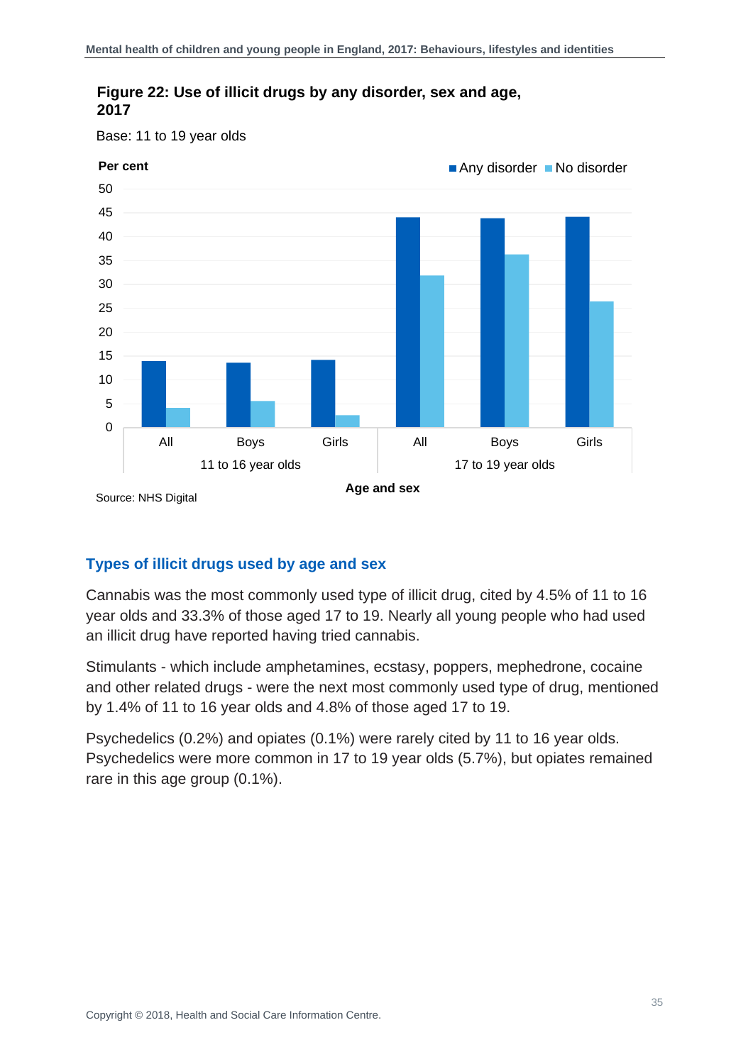**Figure 22: Use of illicit drugs by any disorder, sex and age, 2017**

Base: 11 to 19 year olds

Source: NHS Digital

## Types of illicit drugs used by age and sex

Cannabis was the most commonly used type of illicit drug, cited by 4.5% of 11 to 16 year olds and 33.3% of those aged 17 to 19. Nearly all young people who had used an illicit drug have reported having tried cannabis.

Stimulants - which include amphetamines, ecstasy, poppers, mephedrone, cocaine and other related drugs - were the next most commonly used type of drug, mentioned by 1.4% of 11 to 16 year olds and 4.8% of those aged 17 to 19.

Psychedelics (0.2%) and opiates (0.1%) were rarely cited by 11 to 16 year olds. Psychedelics were more common in 17 to 19 year olds (5.7%), but opiates remained rare in this age group (0.1%).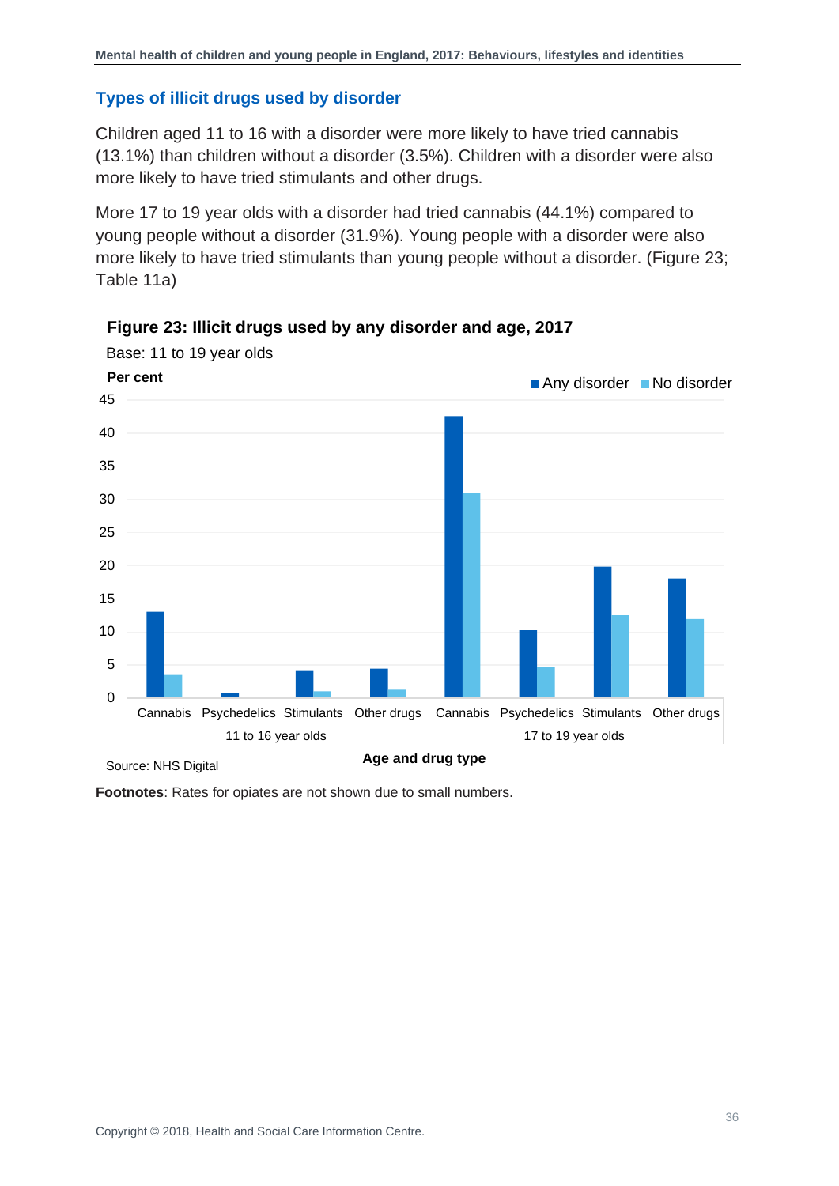### Types of illicit drugs used by disorder

Children aged 11 to 16 with a disorder were more likely to have tried cannabis (13.1%) than children without a disorder (3.5%). Children with a disorder were also more likely to have tried stimulants and other drugs.

More 17 to 19 year olds with a disorder had tried cannabis (44.1%) compared to young people without a disorder (31.9%). Young people with a disorder were also more likely to have tried stimulants than young people without a disorder. (Figure 23; Table 11a)

**Figure 23: Illicit drugs used by any disorder and age, 2017**

Base: 11 to 19 year olds

**Per cent**

Any disorder | No disorder

Cannabis | Psychedelics | Stimulants | Other drugs — 11 to 16 year olds

Cannabis | Psychedelics | Stimulants | Other drugs — 17 to 19 year olds

**Age and drug type**

Source: NHS Digital

**Footnotes**: Rates for opiates are not shown due to small numbers.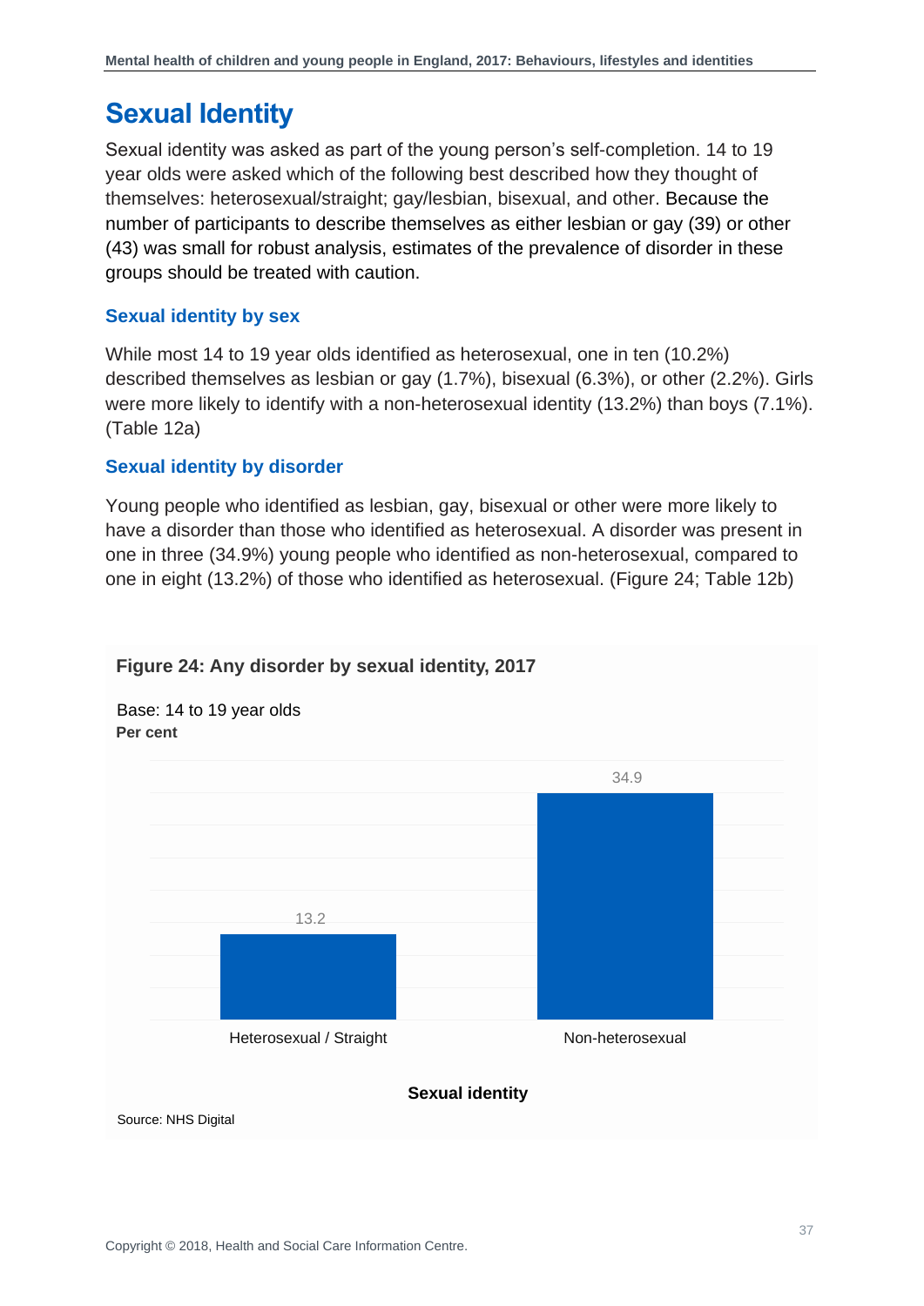# Sexual Identity

Sexual identity was asked as part of the young person's self-completion. 14 to 19 year olds were asked which of the following best described how they thought of themselves: heterosexual/straight; gay/lesbian, bisexual, and other. Because the number of participants to describe themselves as either lesbian or gay (39) or other (43) was small for robust analysis, estimates of the prevalence of disorder in these groups should be treated with caution.

### Sexual identity by sex

While most 14 to 19 year olds identified as heterosexual, one in ten (10.2%) described themselves as lesbian or gay (1.7%), bisexual (6.3%), or other (2.2%). Girls were more likely to identify with a non-heterosexual identity (13.2%) than boys (7.1%). (Table 12a)

### Sexual identity by disorder

Young people who identified as lesbian, gay, bisexual or other were more likely to have a disorder than those who identified as heterosexual. A disorder was present in one in three (34.9%) young people who identified as non-heterosexual, compared to one in eight (13.2%) of those who identified as heterosexual. (Figure 24; Table 12b)

**Figure 24: Any disorder by sexual identity, 2017**

Base: 14 to 19 year olds

**Per cent**

| Sexual identity | Per cent |
|---|---|
| Heterosexual / Straight | 13.2 |
| Non-heterosexual | 34.9 |

Source: NHS Digital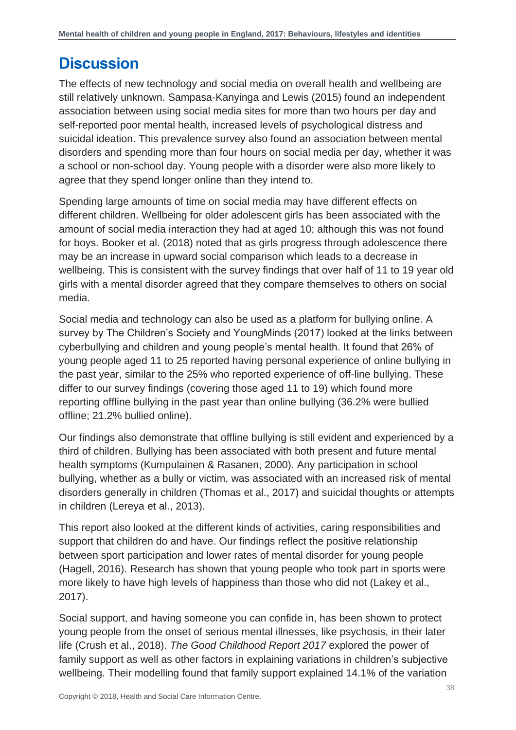# Discussion

The effects of new technology and social media on overall health and wellbeing are still relatively unknown. Sampasa-Kanyinga and Lewis (2015) found an independent association between using social media sites for more than two hours per day and self-reported poor mental health, increased levels of psychological distress and suicidal ideation. This prevalence survey also found an association between mental disorders and spending more than four hours on social media per day, whether it was a school or non-school day. Young people with a disorder were also more likely to agree that they spend longer online than they intend to.

Spending large amounts of time on social media may have different effects on different children. Wellbeing for older adolescent girls has been associated with the amount of social media interaction they had at aged 10; although this was not found for boys. Booker et al. (2018) noted that as girls progress through adolescence there may be an increase in upward social comparison which leads to a decrease in wellbeing. This is consistent with the survey findings that over half of 11 to 19 year old girls with a mental disorder agreed that they compare themselves to others on social media.

Social media and technology can also be used as a platform for bullying online. A survey by The Children's Society and YoungMinds (2017) looked at the links between cyberbullying and children and young people's mental health. It found that 26% of young people aged 11 to 25 reported having personal experience of online bullying in the past year, similar to the 25% who reported experience of off-line bullying. These differ to our survey findings (covering those aged 11 to 19) which found more reporting offline bullying in the past year than online bullying (36.2% were bullied offline; 21.2% bullied online).

Our findings also demonstrate that offline bullying is still evident and experienced by a third of children. Bullying has been associated with both present and future mental health symptoms (Kumpulainen & Rasanen, 2000). Any participation in school bullying, whether as a bully or victim, was associated with an increased risk of mental disorders generally in children (Thomas et al., 2017) and suicidal thoughts or attempts in children (Lereya et al., 2013).

This report also looked at the different kinds of activities, caring responsibilities and support that children do and have. Our findings reflect the positive relationship between sport participation and lower rates of mental disorder for young people (Hagell, 2016). Research has shown that young people who took part in sports were more likely to have high levels of happiness than those who did not (Lakey et al., 2017).

Social support, and having someone you can confide in, has been shown to protect young people from the onset of serious mental illnesses, like psychosis, in their later life (Crush et al., 2018). *The Good Childhood Report 2017* explored the power of family support as well as other factors in explaining variations in children's subjective wellbeing. Their modelling found that family support explained 14.1% of the variation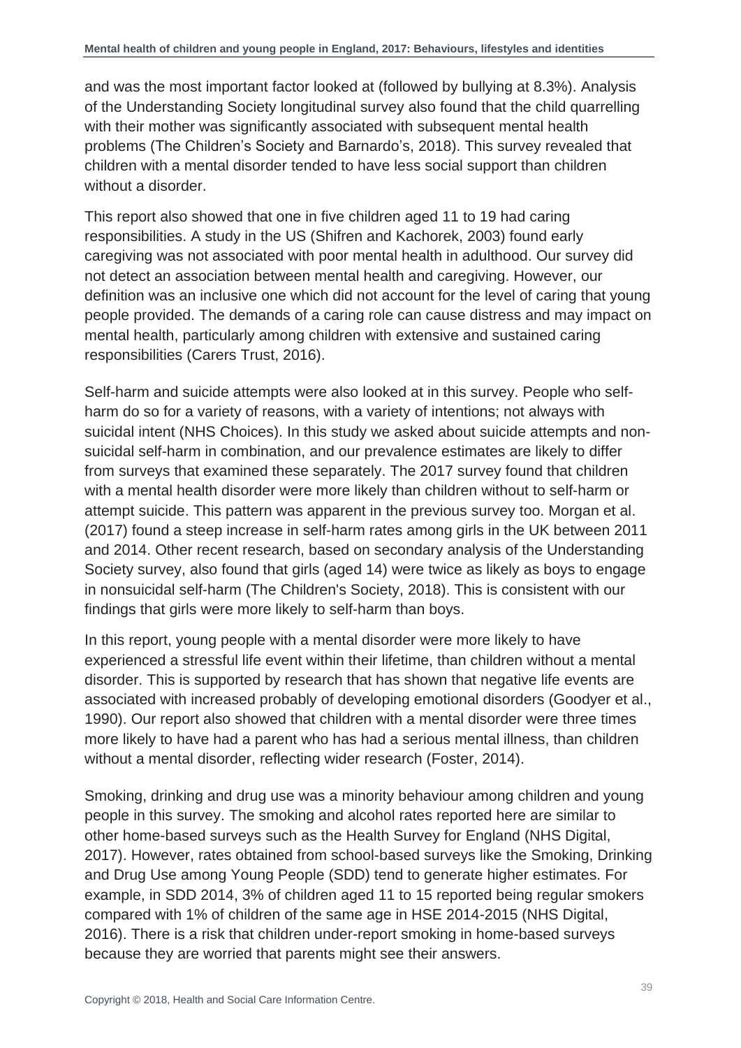and was the most important factor looked at (followed by bullying at 8.3%). Analysis of the Understanding Society longitudinal survey also found that the child quarrelling with their mother was significantly associated with subsequent mental health problems (The Children's Society and Barnardo's, 2018). This survey revealed that children with a mental disorder tended to have less social support than children without a disorder.

This report also showed that one in five children aged 11 to 19 had caring responsibilities. A study in the US (Shifren and Kachorek, 2003) found early caregiving was not associated with poor mental health in adulthood. Our survey did not detect an association between mental health and caregiving. However, our definition was an inclusive one which did not account for the level of caring that young people provided. The demands of a caring role can cause distress and may impact on mental health, particularly among children with extensive and sustained caring responsibilities (Carers Trust, 2016).

Self-harm and suicide attempts were also looked at in this survey. People who self-harm do so for a variety of reasons, with a variety of intentions; not always with suicidal intent (NHS Choices). In this study we asked about suicide attempts and non-suicidal self-harm in combination, and our prevalence estimates are likely to differ from surveys that examined these separately. The 2017 survey found that children with a mental health disorder were more likely than children without to self-harm or attempt suicide. This pattern was apparent in the previous survey too. Morgan et al. (2017) found a steep increase in self-harm rates among girls in the UK between 2011 and 2014. Other recent research, based on secondary analysis of the Understanding Society survey, also found that girls (aged 14) were twice as likely as boys to engage in nonsuicidal self-harm (The Children's Society, 2018). This is consistent with our findings that girls were more likely to self-harm than boys.

In this report, young people with a mental disorder were more likely to have experienced a stressful life event within their lifetime, than children without a mental disorder. This is supported by research that has shown that negative life events are associated with increased probably of developing emotional disorders (Goodyer et al., 1990). Our report also showed that children with a mental disorder were three times more likely to have had a parent who has had a serious mental illness, than children without a mental disorder, reflecting wider research (Foster, 2014).

Smoking, drinking and drug use was a minority behaviour among children and young people in this survey. The smoking and alcohol rates reported here are similar to other home-based surveys such as the Health Survey for England (NHS Digital, 2017). However, rates obtained from school-based surveys like the Smoking, Drinking and Drug Use among Young People (SDD) tend to generate higher estimates. For example, in SDD 2014, 3% of children aged 11 to 15 reported being regular smokers compared with 1% of children of the same age in HSE 2014-2015 (NHS Digital, 2016). There is a risk that children under-report smoking in home-based surveys because they are worried that parents might see their answers.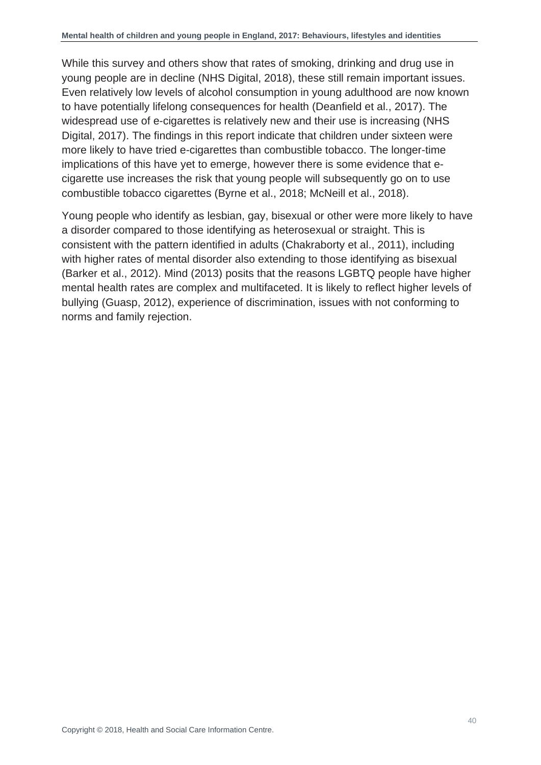While this survey and others show that rates of smoking, drinking and drug use in young people are in decline (NHS Digital, 2018), these still remain important issues. Even relatively low levels of alcohol consumption in young adulthood are now known to have potentially lifelong consequences for health (Deanfield et al., 2017). The widespread use of e-cigarettes is relatively new and their use is increasing (NHS Digital, 2017). The findings in this report indicate that children under sixteen were more likely to have tried e-cigarettes than combustible tobacco. The longer-time implications of this have yet to emerge, however there is some evidence that e-cigarette use increases the risk that young people will subsequently go on to use combustible tobacco cigarettes (Byrne et al., 2018; McNeill et al., 2018).

Young people who identify as lesbian, gay, bisexual or other were more likely to have a disorder compared to those identifying as heterosexual or straight. This is consistent with the pattern identified in adults (Chakraborty et al., 2011), including with higher rates of mental disorder also extending to those identifying as bisexual (Barker et al., 2012). Mind (2013) posits that the reasons LGBTQ people have higher mental health rates are complex and multifaceted. It is likely to reflect higher levels of bullying (Guasp, 2012), experience of discrimination, issues with not conforming to norms and family rejection.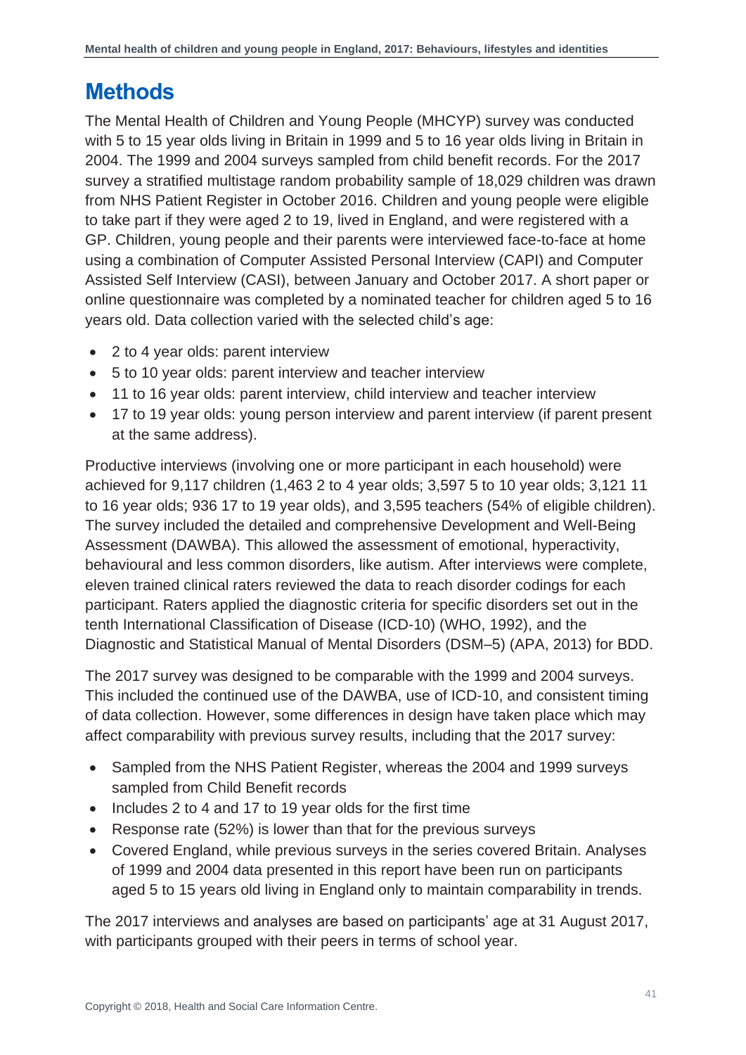# Methods

The Mental Health of Children and Young People (MHCYP) survey was conducted with 5 to 15 year olds living in Britain in 1999 and 5 to 16 year olds living in Britain in 2004. The 1999 and 2004 surveys sampled from child benefit records. For the 2017 survey a stratified multistage random probability sample of 18,029 children was drawn from NHS Patient Register in October 2016. Children and young people were eligible to take part if they were aged 2 to 19, lived in England, and were registered with a GP. Children, young people and their parents were interviewed face-to-face at home using a combination of Computer Assisted Personal Interview (CAPI) and Computer Assisted Self Interview (CASI), between January and October 2017. A short paper or online questionnaire was completed by a nominated teacher for children aged 5 to 16 years old. Data collection varied with the selected child's age:

- 2 to 4 year olds: parent interview
- 5 to 10 year olds: parent interview and teacher interview
- 11 to 16 year olds: parent interview, child interview and teacher interview
- 17 to 19 year olds: young person interview and parent interview (if parent present at the same address).

Productive interviews (involving one or more participant in each household) were achieved for 9,117 children (1,463 2 to 4 year olds; 3,597 5 to 10 year olds; 3,121 11 to 16 year olds; 936 17 to 19 year olds), and 3,595 teachers (54% of eligible children). The survey included the detailed and comprehensive Development and Well-Being Assessment (DAWBA). This allowed the assessment of emotional, hyperactivity, behavioural and less common disorders, like autism. After interviews were complete, eleven trained clinical raters reviewed the data to reach disorder codings for each participant. Raters applied the diagnostic criteria for specific disorders set out in the tenth International Classification of Disease (ICD-10) (WHO, 1992), and the Diagnostic and Statistical Manual of Mental Disorders (DSM–5) (APA, 2013) for BDD.

The 2017 survey was designed to be comparable with the 1999 and 2004 surveys. This included the continued use of the DAWBA, use of ICD-10, and consistent timing of data collection. However, some differences in design have taken place which may affect comparability with previous survey results, including that the 2017 survey:

- Sampled from the NHS Patient Register, whereas the 2004 and 1999 surveys sampled from Child Benefit records
- Includes 2 to 4 and 17 to 19 year olds for the first time
- Response rate (52%) is lower than that for the previous surveys
- Covered England, while previous surveys in the series covered Britain. Analyses of 1999 and 2004 data presented in this report have been run on participants aged 5 to 15 years old living in England only to maintain comparability in trends.

The 2017 interviews and analyses are based on participants' age at 31 August 2017, with participants grouped with their peers in terms of school year.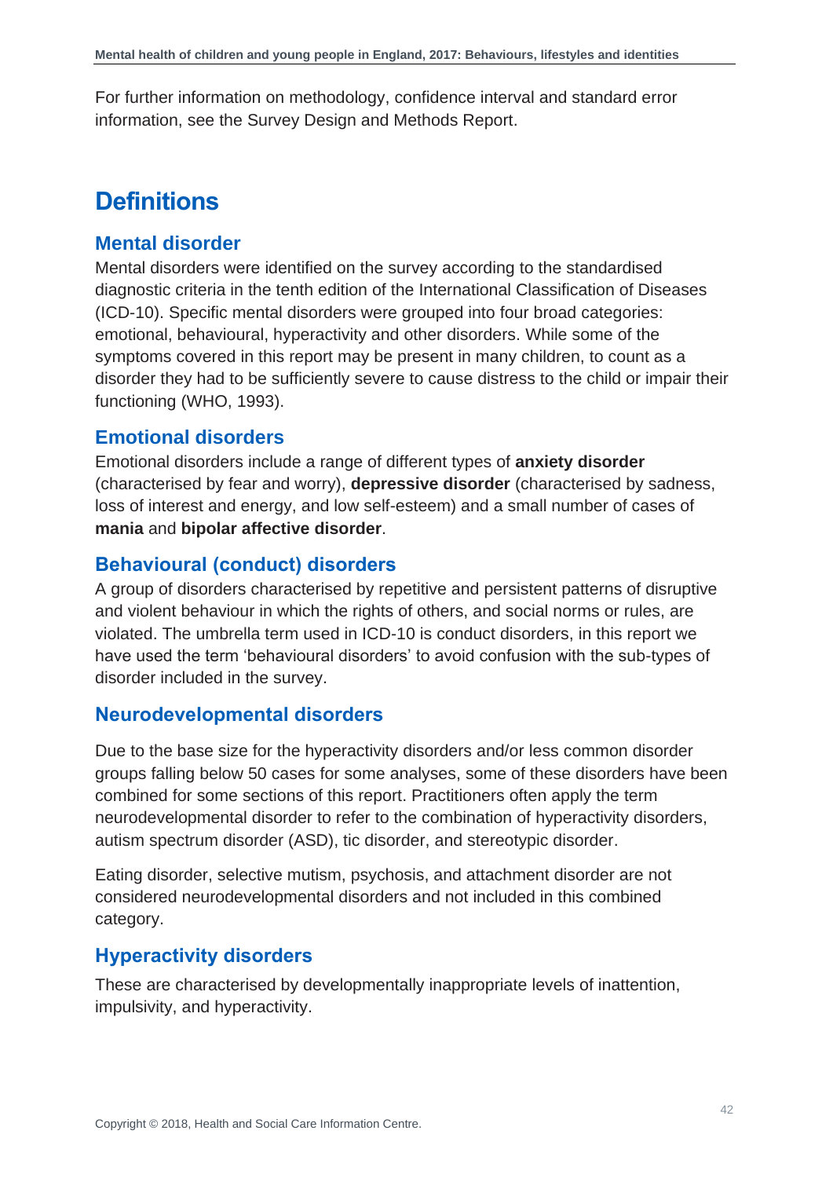For further information on methodology, confidence interval and standard error information, see the Survey Design and Methods Report.

# Definitions

## Mental disorder

Mental disorders were identified on the survey according to the standardised diagnostic criteria in the tenth edition of the International Classification of Diseases (ICD-10). Specific mental disorders were grouped into four broad categories: emotional, behavioural, hyperactivity and other disorders. While some of the symptoms covered in this report may be present in many children, to count as a disorder they had to be sufficiently severe to cause distress to the child or impair their functioning (WHO, 1993).

## Emotional disorders

Emotional disorders include a range of different types of **anxiety disorder** (characterised by fear and worry), **depressive disorder** (characterised by sadness, loss of interest and energy, and low self-esteem) and a small number of cases of **mania** and **bipolar affective disorder**.

## Behavioural (conduct) disorders

A group of disorders characterised by repetitive and persistent patterns of disruptive and violent behaviour in which the rights of others, and social norms or rules, are violated. The umbrella term used in ICD-10 is conduct disorders, in this report we have used the term 'behavioural disorders' to avoid confusion with the sub-types of disorder included in the survey.

## Neurodevelopmental disorders

Due to the base size for the hyperactivity disorders and/or less common disorder groups falling below 50 cases for some analyses, some of these disorders have been combined for some sections of this report. Practitioners often apply the term neurodevelopmental disorder to refer to the combination of hyperactivity disorders, autism spectrum disorder (ASD), tic disorder, and stereotypic disorder.

Eating disorder, selective mutism, psychosis, and attachment disorder are not considered neurodevelopmental disorders and not included in this combined category.

## Hyperactivity disorders

These are characterised by developmentally inappropriate levels of inattention, impulsivity, and hyperactivity.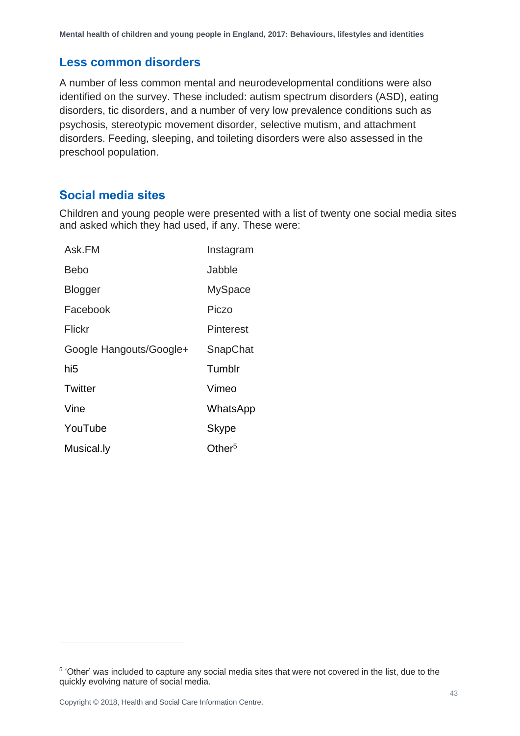## Less common disorders

A number of less common mental and neurodevelopmental conditions were also identified on the survey. These included: autism spectrum disorders (ASD), eating disorders, tic disorders, and a number of very low prevalence conditions such as psychosis, stereotypic movement disorder, selective mutism, and attachment disorders. Feeding, sleeping, and toileting disorders were also assessed in the preschool population.

## Social media sites

Children and young people were presented with a list of twenty one social media sites and asked which they had used, if any. These were:

| | |
|---|---|
| Ask.FM | Instagram |
| Bebo | Jabble |
| Blogger | MySpace |
| Facebook | Piczo |
| Flickr | Pinterest |
| Google Hangouts/Google+ | SnapChat |
| hi5 | Tumblr |
| Twitter | Vimeo |
| Vine | WhatsApp |
| YouTube | Skype |
| Musical.ly | Other[5] |

[5] 'Other' was included to capture any social media sites that were not covered in the list, due to the quickly evolving nature of social media.

Copyright © 2018, Health and Social Care Information Centre.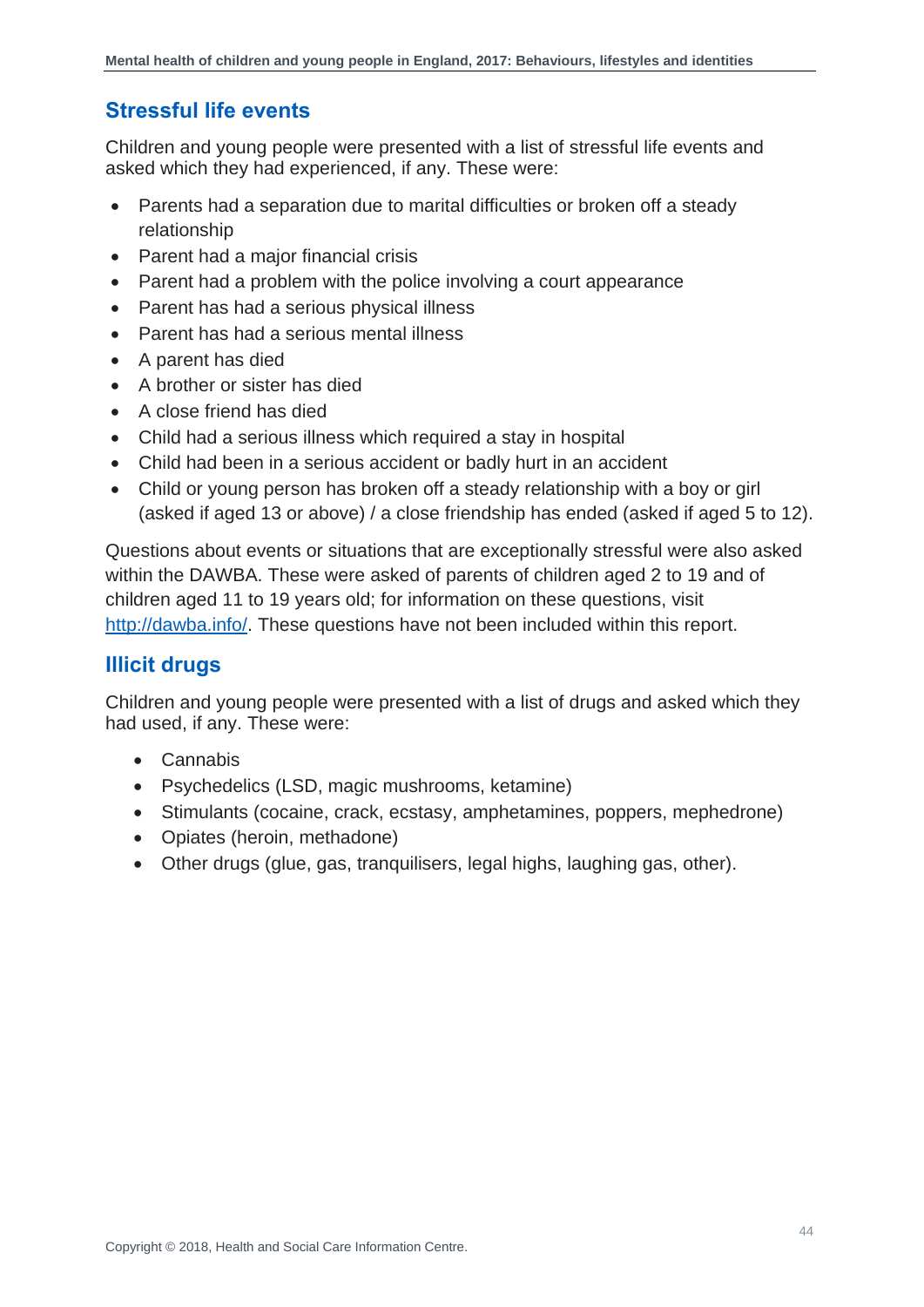## Stressful life events

Children and young people were presented with a list of stressful life events and asked which they had experienced, if any. These were:

- Parents had a separation due to marital difficulties or broken off a steady relationship
- Parent had a major financial crisis
- Parent had a problem with the police involving a court appearance
- Parent has had a serious physical illness
- Parent has had a serious mental illness
- A parent has died
- A brother or sister has died
- A close friend has died
- Child had a serious illness which required a stay in hospital
- Child had been in a serious accident or badly hurt in an accident
- Child or young person has broken off a steady relationship with a boy or girl (asked if aged 13 or above) / a close friendship has ended (asked if aged 5 to 12).

Questions about events or situations that are exceptionally stressful were also asked within the DAWBA. These were asked of parents of children aged 2 to 19 and of children aged 11 to 19 years old; for information on these questions, visit http://dawba.info/. These questions have not been included within this report.

## Illicit drugs

Children and young people were presented with a list of drugs and asked which they had used, if any. These were:

- Cannabis
- Psychedelics (LSD, magic mushrooms, ketamine)
- Stimulants (cocaine, crack, ecstasy, amphetamines, poppers, mephedrone)
- Opiates (heroin, methadone)
- Other drugs (glue, gas, tranquilisers, legal highs, laughing gas, other).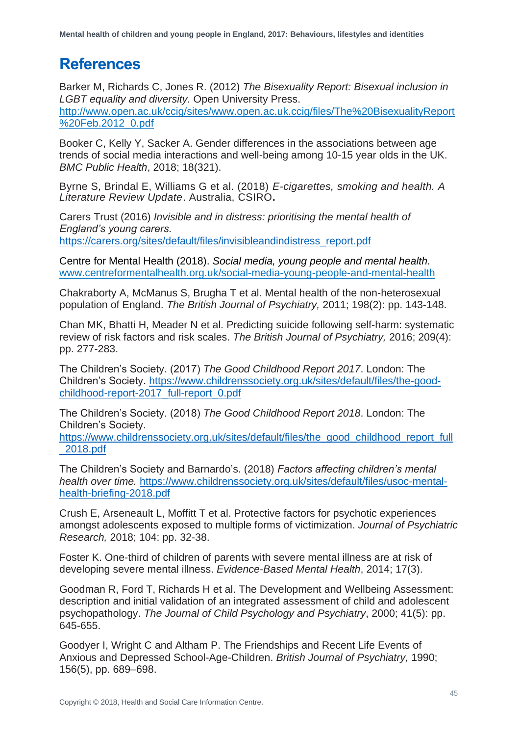# References

Barker M, Richards C, Jones R. (2012) *The Bisexuality Report: Bisexual inclusion in LGBT equality and diversity.* Open University Press. http://www.open.ac.uk/ccig/sites/www.open.ac.uk.ccig/files/The%20BisexualityReport%20Feb.2012_0.pdf

Booker C, Kelly Y, Sacker A. Gender differences in the associations between age trends of social media interactions and well-being among 10-15 year olds in the UK. *BMC Public Health*, 2018; 18(321).

Byrne S, Brindal E, Williams G et al. (2018) *E-cigarettes, smoking and health. A Literature Review Update*. Australia, CSIRO.

Carers Trust (2016) *Invisible and in distress: prioritising the mental health of England's young carers.* https://carers.org/sites/default/files/invisibleandindistress_report.pdf

Centre for Mental Health (2018). *Social media, young people and mental health.* www.centreformentalhealth.org.uk/social-media-young-people-and-mental-health

Chakraborty A, McManus S, Brugha T et al. Mental health of the non-heterosexual population of England. *The British Journal of Psychiatry,* 2011; 198(2): pp. 143-148.

Chan MK, Bhatti H, Meader N et al. Predicting suicide following self-harm: systematic review of risk factors and risk scales. *The British Journal of Psychiatry,* 2016; 209(4): pp. 277-283.

The Children's Society. (2017) *The Good Childhood Report 2017*. London: The Children's Society. https://www.childrenssociety.org.uk/sites/default/files/the-good-childhood-report-2017_full-report_0.pdf

The Children's Society. (2018) *The Good Childhood Report 2018*. London: The Children's Society. https://www.childrenssociety.org.uk/sites/default/files/the_good_childhood_report_full_2018.pdf

The Children's Society and Barnardo's. (2018) *Factors affecting children's mental health over time.* https://www.childrenssociety.org.uk/sites/default/files/usoc-mental-health-briefing-2018.pdf

Crush E, Arseneault L, Moffitt T et al. Protective factors for psychotic experiences amongst adolescents exposed to multiple forms of victimization. *Journal of Psychiatric Research,* 2018; 104: pp. 32-38.

Foster K. One-third of children of parents with severe mental illness are at risk of developing severe mental illness. *Evidence-Based Mental Health*, 2014; 17(3).

Goodman R, Ford T, Richards H et al. The Development and Wellbeing Assessment: description and initial validation of an integrated assessment of child and adolescent psychopathology. *The Journal of Child Psychology and Psychiatry*, 2000; 41(5): pp. 645-655.

Goodyer I, Wright C and Altham P. The Friendships and Recent Life Events of Anxious and Depressed School-Age-Children. *British Journal of Psychiatry,* 1990; 156(5), pp. 689–698.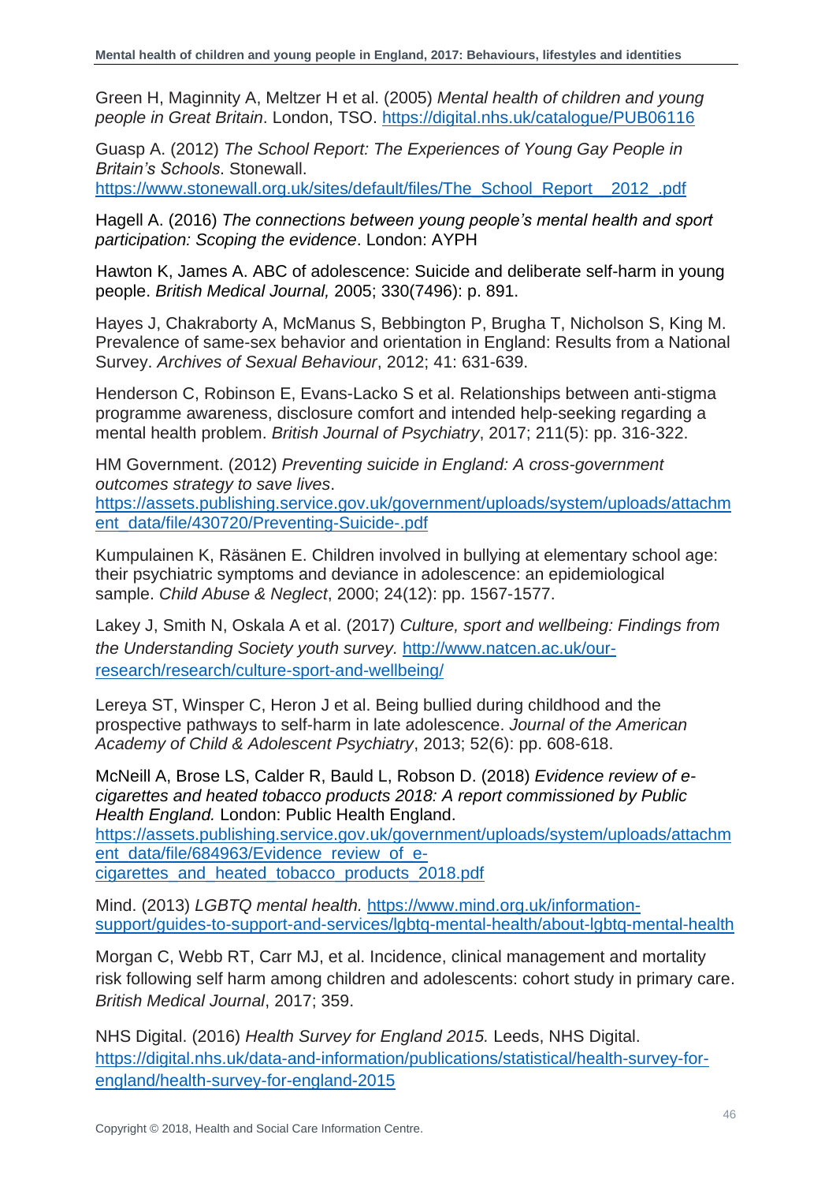Green H, Maginnity A, Meltzer H et al. (2005) *Mental health of children and young people in Great Britain*. London, TSO. https://digital.nhs.uk/catalogue/PUB06116

Guasp A. (2012) *The School Report: The Experiences of Young Gay People in Britain's Schools*. Stonewall. https://www.stonewall.org.uk/sites/default/files/The_School_Report__2012_.pdf

Hagell A. (2016) *The connections between young people's mental health and sport participation: Scoping the evidence*. London: AYPH

Hawton K, James A. ABC of adolescence: Suicide and deliberate self-harm in young people. *British Medical Journal,* 2005; 330(7496): p. 891.

Hayes J, Chakraborty A, McManus S, Bebbington P, Brugha T, Nicholson S, King M. Prevalence of same-sex behavior and orientation in England: Results from a National Survey. *Archives of Sexual Behaviour*, 2012; 41: 631-639.

Henderson C, Robinson E, Evans-Lacko S et al. Relationships between anti-stigma programme awareness, disclosure comfort and intended help-seeking regarding a mental health problem. *British Journal of Psychiatry*, 2017; 211(5): pp. 316-322.

HM Government. (2012) *Preventing suicide in England: A cross-government outcomes strategy to save lives*. https://assets.publishing.service.gov.uk/government/uploads/system/uploads/attachment_data/file/430720/Preventing-Suicide-.pdf

Kumpulainen K, Räsänen E. Children involved in bullying at elementary school age: their psychiatric symptoms and deviance in adolescence: an epidemiological sample. *Child Abuse & Neglect*, 2000; 24(12): pp. 1567-1577.

Lakey J, Smith N, Oskala A et al. (2017) *Culture, sport and wellbeing: Findings from the Understanding Society youth survey.* http://www.natcen.ac.uk/our-research/research/culture-sport-and-wellbeing/

Lereya ST, Winsper C, Heron J et al. Being bullied during childhood and the prospective pathways to self-harm in late adolescence. *Journal of the American Academy of Child & Adolescent Psychiatry*, 2013; 52(6): pp. 608-618.

McNeill A, Brose LS, Calder R, Bauld L, Robson D. (2018) *Evidence review of e-cigarettes and heated tobacco products 2018: A report commissioned by Public Health England.* London: Public Health England. https://assets.publishing.service.gov.uk/government/uploads/system/uploads/attachment_data/file/684963/Evidence_review_of_e-cigarettes_and_heated_tobacco_products_2018.pdf

Mind. (2013) *LGBTQ mental health.* https://www.mind.org.uk/information-support/guides-to-support-and-services/lgbtq-mental-health/about-lgbtq-mental-health

Morgan C, Webb RT, Carr MJ, et al. Incidence, clinical management and mortality risk following self harm among children and adolescents: cohort study in primary care. *British Medical Journal*, 2017; 359.

NHS Digital. (2016) *Health Survey for England 2015.* Leeds, NHS Digital. https://digital.nhs.uk/data-and-information/publications/statistical/health-survey-for-england/health-survey-for-england-2015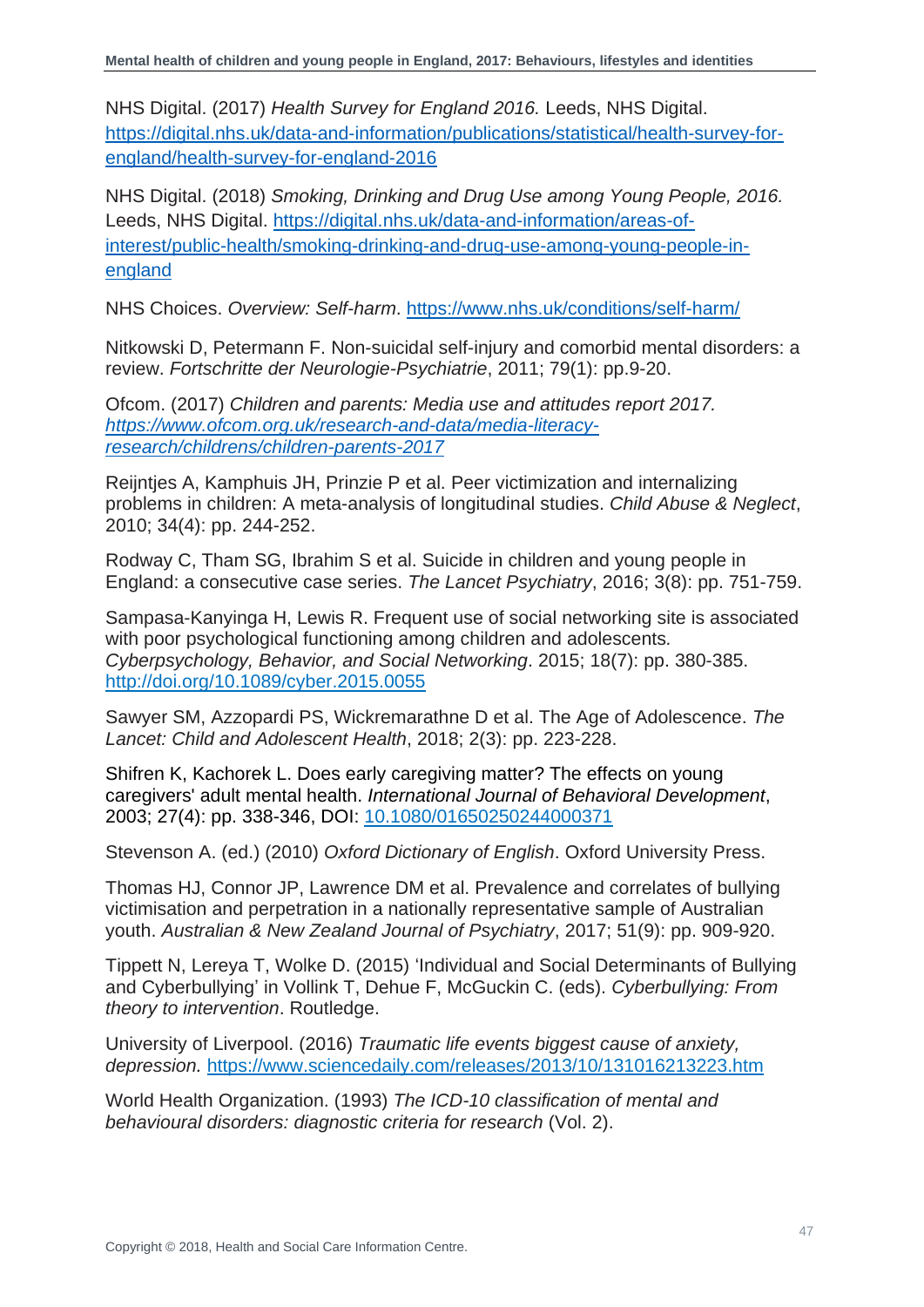NHS Digital. (2017) *Health Survey for England 2016.* Leeds, NHS Digital. https://digital.nhs.uk/data-and-information/publications/statistical/health-survey-for-england/health-survey-for-england-2016

NHS Digital. (2018) *Smoking, Drinking and Drug Use among Young People, 2016.* Leeds, NHS Digital. https://digital.nhs.uk/data-and-information/areas-of-interest/public-health/smoking-drinking-and-drug-use-among-young-people-in-england

NHS Choices. *Overview: Self-harm*. https://www.nhs.uk/conditions/self-harm/

Nitkowski D, Petermann F. Non-suicidal self-injury and comorbid mental disorders: a review. *Fortschritte der Neurologie-Psychiatrie*, 2011; 79(1): pp.9-20.

Ofcom. (2017) *Children and parents: Media use and attitudes report 2017. https://www.ofcom.org.uk/research-and-data/media-literacy-research/childrens/children-parents-2017*

Reijntjes A, Kamphuis JH, Prinzie P et al. Peer victimization and internalizing problems in children: A meta-analysis of longitudinal studies. *Child Abuse & Neglect*, 2010; 34(4): pp. 244-252.

Rodway C, Tham SG, Ibrahim S et al. Suicide in children and young people in England: a consecutive case series. *The Lancet Psychiatry*, 2016; 3(8): pp. 751-759.

Sampasa-Kanyinga H, Lewis R. Frequent use of social networking site is associated with poor psychological functioning among children and adolescents. *Cyberpsychology, Behavior, and Social Networking*. 2015; 18(7): pp. 380-385. http://doi.org/10.1089/cyber.2015.0055

Sawyer SM, Azzopardi PS, Wickremarathne D et al. The Age of Adolescence. *The Lancet: Child and Adolescent Health*, 2018; 2(3): pp. 223-228.

Shifren K, Kachorek L. Does early caregiving matter? The effects on young caregivers' adult mental health. *International Journal of Behavioral Development*, 2003; 27(4): pp. 338-346, DOI: 10.1080/01650250244000371

Stevenson A. (ed.) (2010) *Oxford Dictionary of English*. Oxford University Press.

Thomas HJ, Connor JP, Lawrence DM et al. Prevalence and correlates of bullying victimisation and perpetration in a nationally representative sample of Australian youth. *Australian & New Zealand Journal of Psychiatry*, 2017; 51(9): pp. 909-920.

Tippett N, Lereya T, Wolke D. (2015) 'Individual and Social Determinants of Bullying and Cyberbullying' in Vollink T, Dehue F, McGuckin C. (eds). *Cyberbullying: From theory to intervention*. Routledge.

University of Liverpool. (2016) *Traumatic life events biggest cause of anxiety, depression.* https://www.sciencedaily.com/releases/2013/10/131016213223.htm

World Health Organization. (1993) *The ICD-10 classification of mental and behavioural disorders: diagnostic criteria for research* (Vol. 2).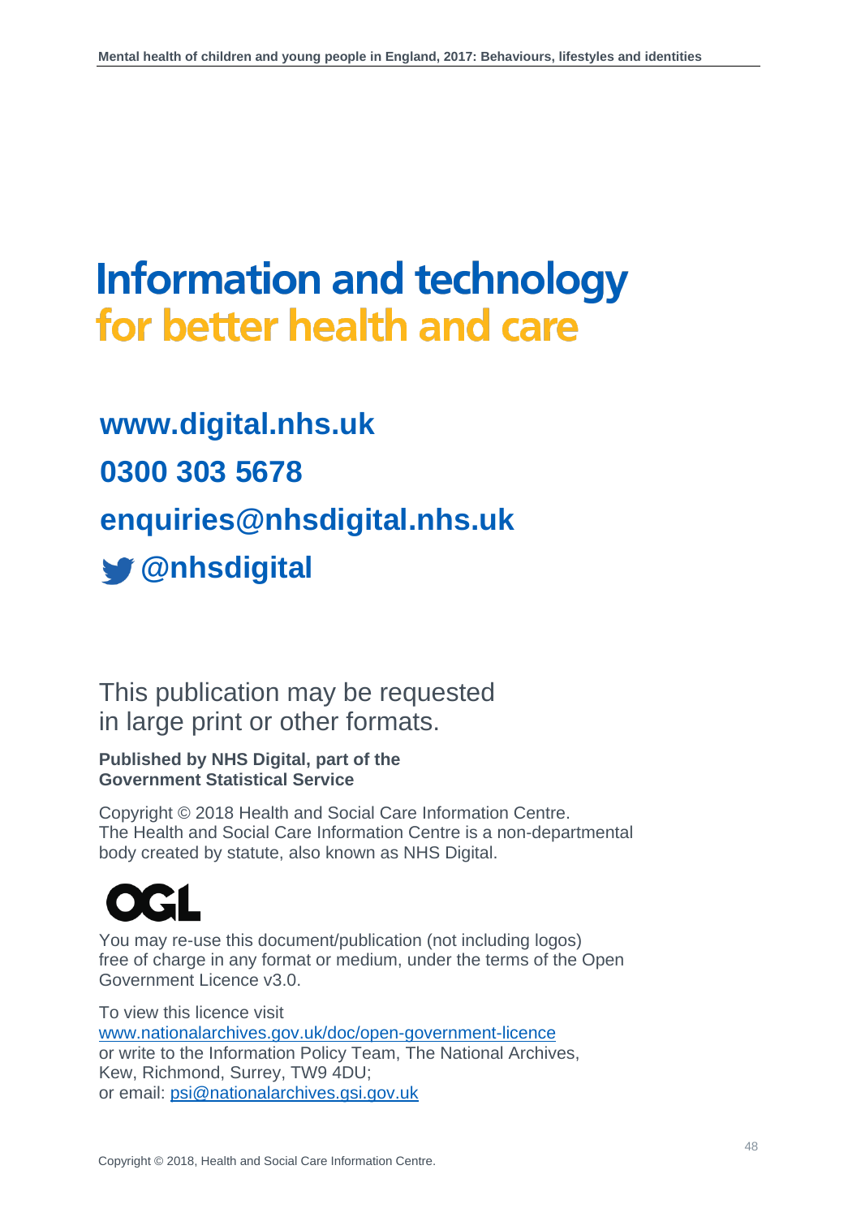# Information and technology for better health and care

**www.digital.nhs.uk**

**0300 303 5678**

**enquiries@nhsdigital.nhs.uk**

**@nhsdigital**

This publication may be requested in large print or other formats.

**Published by NHS Digital, part of the Government Statistical Service**

Copyright © 2018 Health and Social Care Information Centre.
The Health and Social Care Information Centre is a non-departmental body created by statute, also known as NHS Digital.

OGL

You may re-use this document/publication (not including logos) free of charge in any format or medium, under the terms of the Open Government Licence v3.0.

To view this licence visit
www.nationalarchives.gov.uk/doc/open-government-licence
or write to the Information Policy Team, The National Archives, Kew, Richmond, Surrey, TW9 4DU;
or email: psi@nationalarchives.gsi.gov.uk